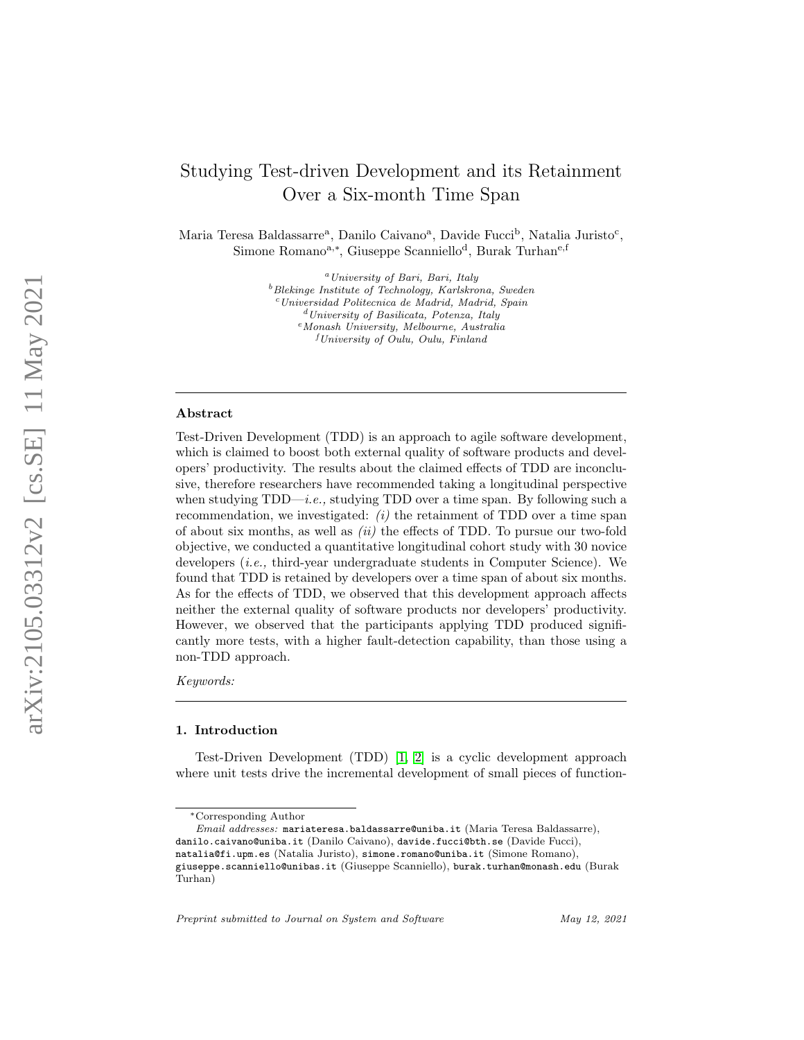# Studying Test-driven Development and its Retainment Over a Six-month Time Span

Maria Teresa Baldassarre[a], Danilo Caivano[a], Davide Fucci[b], Natalia Juristo[c], Simone Romano[a,*], Giuseppe Scanniello[d], Burak Turhan[e,f]

[a] *University of Bari, Bari, Italy*
[b] *Blekinge Institute of Technology, Karlskrona, Sweden*
[c] *Universidad Politecnica de Madrid, Madrid, Spain*
[d] *University of Basilicata, Potenza, Italy*
[e] *Monash University, Melbourne, Australia*
[f] *University of Oulu, Oulu, Finland*

## Abstract

Test-Driven Development (TDD) is an approach to agile software development, which is claimed to boost both external quality of software products and developers' productivity. The results about the claimed effects of TDD are inconclusive, therefore researchers have recommended taking a longitudinal perspective when studying TDD—*i.e.,* studying TDD over a time span. By following such a recommendation, we investigated: *(i)* the retainment of TDD over a time span of about six months, as well as *(ii)* the effects of TDD. To pursue our two-fold objective, we conducted a quantitative longitudinal cohort study with 30 novice developers (*i.e.,* third-year undergraduate students in Computer Science). We found that TDD is retained by developers over a time span of about six months. As for the effects of TDD, we observed that this development approach affects neither the external quality of software products nor developers' productivity. However, we observed that the participants applying TDD produced significantly more tests, with a higher fault-detection capability, than those using a non-TDD approach.

*Keywords:*

## 1. Introduction

Test-Driven Development (TDD) [1, 2] is a cyclic development approach where unit tests drive the incremental development of small pieces of function-

---

*Corresponding Author

*Email addresses:* mariateresa.baldassarre@uniba.it (Maria Teresa Baldassarre), danilo.caivano@uniba.it (Danilo Caivano), davide.fucci@bth.se (Davide Fucci), natalia@fi.upm.es (Natalia Juristo), simone.romano@uniba.it (Simone Romano), giuseppe.scanniello@unibas.it (Giuseppe Scanniello), burak.turhan@monash.edu (Burak Turhan)

*Preprint submitted to Journal on System and Software* May 12, 2021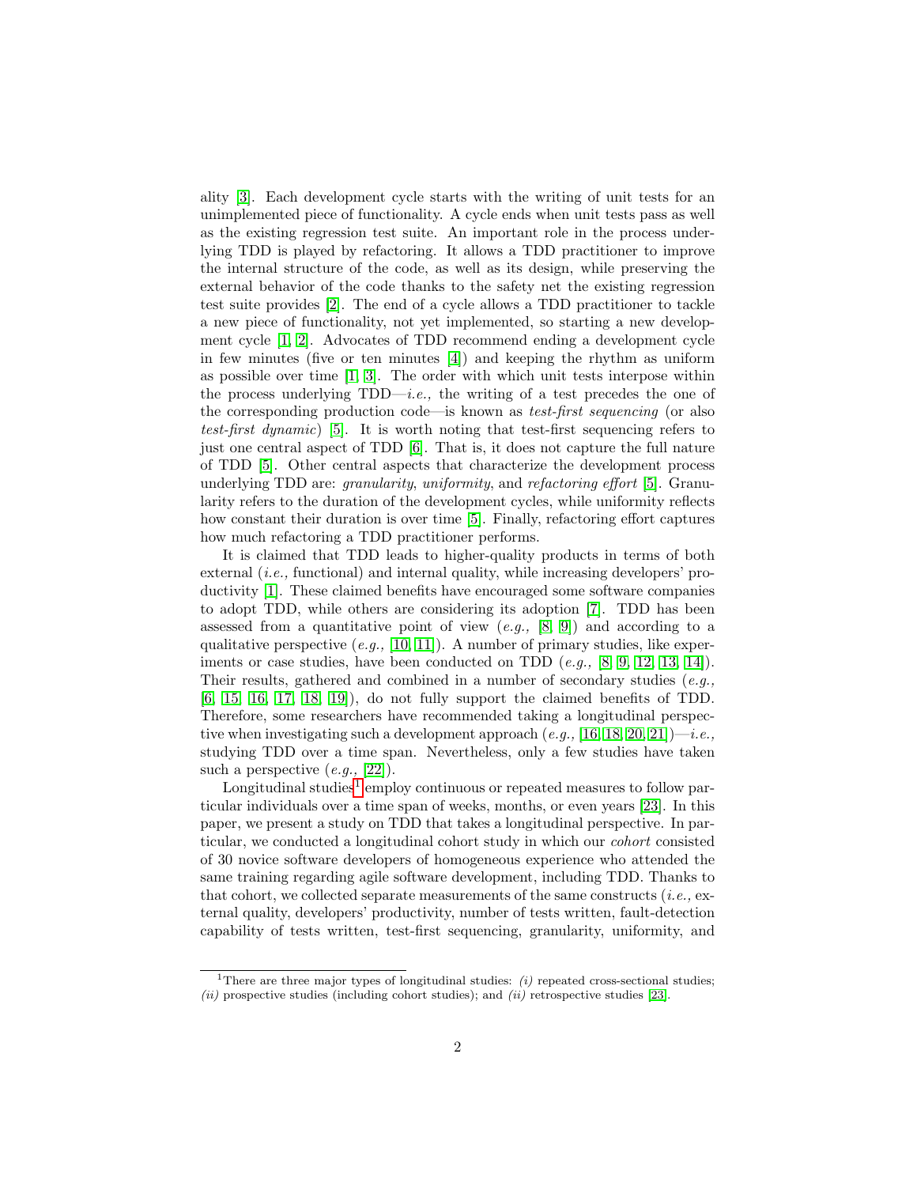ality [3]. Each development cycle starts with the writing of unit tests for an unimplemented piece of functionality. A cycle ends when unit tests pass as well as the existing regression test suite. An important role in the process underlying TDD is played by refactoring. It allows a TDD practitioner to improve the internal structure of the code, as well as its design, while preserving the external behavior of the code thanks to the safety net the existing regression test suite provides [2]. The end of a cycle allows a TDD practitioner to tackle a new piece of functionality, not yet implemented, so starting a new development cycle [1, 2]. Advocates of TDD recommend ending a development cycle in few minutes (five or ten minutes [4]) and keeping the rhythm as uniform as possible over time [1, 3]. The order with which unit tests interpose within the process underlying TDD—*i.e.,* the writing of a test precedes the one of the corresponding production code—is known as *test-first sequencing* (or also *test-first dynamic*) [5]. It is worth noting that test-first sequencing refers to just one central aspect of TDD [6]. That is, it does not capture the full nature of TDD [5]. Other central aspects that characterize the development process underlying TDD are: *granularity*, *uniformity*, and *refactoring effort* [5]. Granularity refers to the duration of the development cycles, while uniformity reflects how constant their duration is over time [5]. Finally, refactoring effort captures how much refactoring a TDD practitioner performs.

It is claimed that TDD leads to higher-quality products in terms of both external (*i.e.,* functional) and internal quality, while increasing developers' productivity [1]. These claimed benefits have encouraged some software companies to adopt TDD, while others are considering its adoption [7]. TDD has been assessed from a quantitative point of view (*e.g.,* [8, 9]) and according to a qualitative perspective (*e.g.,* [10, 11]). A number of primary studies, like experiments or case studies, have been conducted on TDD (*e.g.,* [8, 9, 12, 13, 14]). Their results, gathered and combined in a number of secondary studies (*e.g.,* [6, 15, 16, 17, 18, 19]), do not fully support the claimed benefits of TDD. Therefore, some researchers have recommended taking a longitudinal perspective when investigating such a development approach (*e.g.,* [16, 18, 20, 21])—*i.e.,* studying TDD over a time span. Nevertheless, only a few studies have taken such a perspective (*e.g.,* [22]).

Longitudinal studies[1] employ continuous or repeated measures to follow particular individuals over a time span of weeks, months, or even years [23]. In this paper, we present a study on TDD that takes a longitudinal perspective. In particular, we conducted a longitudinal cohort study in which our *cohort* consisted of 30 novice software developers of homogeneous experience who attended the same training regarding agile software development, including TDD. Thanks to that cohort, we collected separate measurements of the same constructs (*i.e.,* external quality, developers' productivity, number of tests written, fault-detection capability of tests written, test-first sequencing, granularity, uniformity, and

---

[1] There are three major types of longitudinal studies: *(i)* repeated cross-sectional studies; *(ii)* prospective studies (including cohort studies); and *(ii)* retrospective studies [23].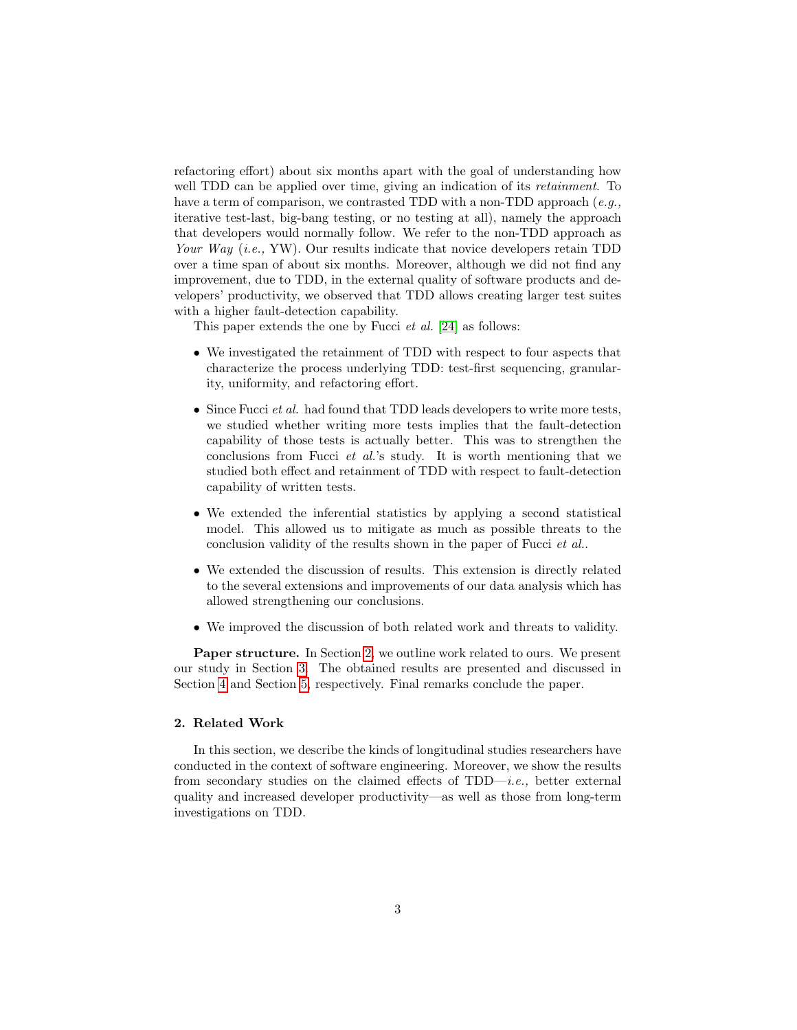refactoring effort) about six months apart with the goal of understanding how well TDD can be applied over time, giving an indication of its *retainment*. To have a term of comparison, we contrasted TDD with a non-TDD approach (*e.g.,* iterative test-last, big-bang testing, or no testing at all), namely the approach that developers would normally follow. We refer to the non-TDD approach as *Your Way* (*i.e.,* YW). Our results indicate that novice developers retain TDD over a time span of about six months. Moreover, although we did not find any improvement, due to TDD, in the external quality of software products and developers' productivity, we observed that TDD allows creating larger test suites with a higher fault-detection capability.

This paper extends the one by Fucci *et al.* [24] as follows:

- We investigated the retainment of TDD with respect to four aspects that characterize the process underlying TDD: test-first sequencing, granularity, uniformity, and refactoring effort.
- Since Fucci *et al.* had found that TDD leads developers to write more tests, we studied whether writing more tests implies that the fault-detection capability of those tests is actually better. This was to strengthen the conclusions from Fucci *et al.*'s study. It is worth mentioning that we studied both effect and retainment of TDD with respect to fault-detection capability of written tests.
- We extended the inferential statistics by applying a second statistical model. This allowed us to mitigate as much as possible threats to the conclusion validity of the results shown in the paper of Fucci *et al.*.
- We extended the discussion of results. This extension is directly related to the several extensions and improvements of our data analysis which has allowed strengthening our conclusions.
- We improved the discussion of both related work and threats to validity.

**Paper structure.** In Section 2, we outline work related to ours. We present our study in Section 3. The obtained results are presented and discussed in Section 4 and Section 5, respectively. Final remarks conclude the paper.

## 2. Related Work

In this section, we describe the kinds of longitudinal studies researchers have conducted in the context of software engineering. Moreover, we show the results from secondary studies on the claimed effects of TDD—*i.e.,* better external quality and increased developer productivity—as well as those from long-term investigations on TDD.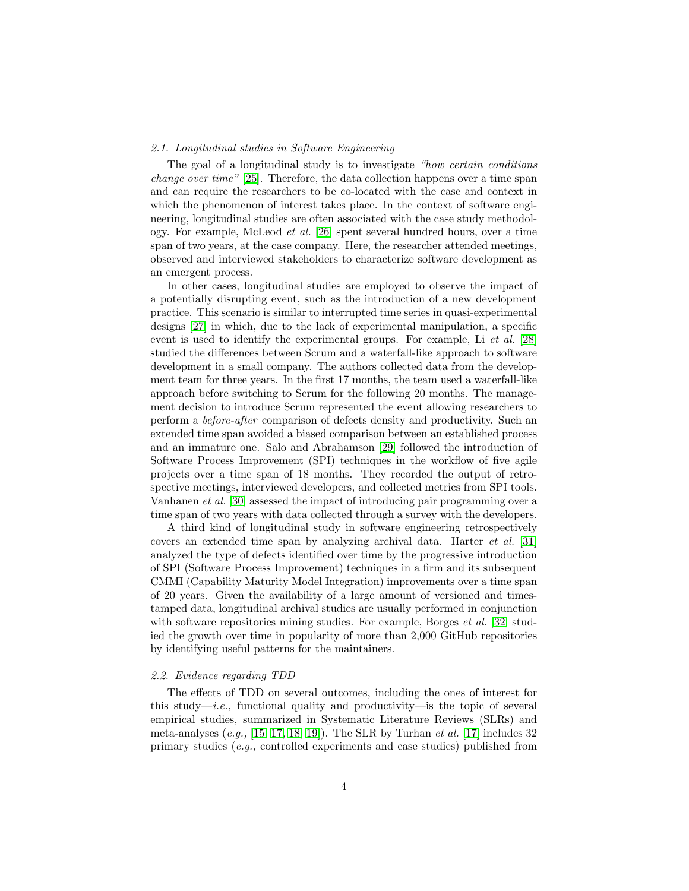### 2.1. Longitudinal studies in Software Engineering

The goal of a longitudinal study is to investigate *"how certain conditions change over time"* [25]. Therefore, the data collection happens over a time span and can require the researchers to be co-located with the case and context in which the phenomenon of interest takes place. In the context of software engineering, longitudinal studies are often associated with the case study methodology. For example, McLeod *et al.* [26] spent several hundred hours, over a time span of two years, at the case company. Here, the researcher attended meetings, observed and interviewed stakeholders to characterize software development as an emergent process.

In other cases, longitudinal studies are employed to observe the impact of a potentially disrupting event, such as the introduction of a new development practice. This scenario is similar to interrupted time series in quasi-experimental designs [27] in which, due to the lack of experimental manipulation, a specific event is used to identify the experimental groups. For example, Li *et al.* [28] studied the differences between Scrum and a waterfall-like approach to software development in a small company. The authors collected data from the development team for three years. In the first 17 months, the team used a waterfall-like approach before switching to Scrum for the following 20 months. The management decision to introduce Scrum represented the event allowing researchers to perform a *before-after* comparison of defects density and productivity. Such an extended time span avoided a biased comparison between an established process and an immature one. Salo and Abrahamson [29] followed the introduction of Software Process Improvement (SPI) techniques in the workflow of five agile projects over a time span of 18 months. They recorded the output of retrospective meetings, interviewed developers, and collected metrics from SPI tools. Vanhanen *et al.* [30] assessed the impact of introducing pair programming over a time span of two years with data collected through a survey with the developers.

A third kind of longitudinal study in software engineering retrospectively covers an extended time span by analyzing archival data. Harter *et al.* [31] analyzed the type of defects identified over time by the progressive introduction of SPI (Software Process Improvement) techniques in a firm and its subsequent CMMI (Capability Maturity Model Integration) improvements over a time span of 20 years. Given the availability of a large amount of versioned and timestamped data, longitudinal archival studies are usually performed in conjunction with software repositories mining studies. For example, Borges *et al.* [32] studied the growth over time in popularity of more than 2,000 GitHub repositories by identifying useful patterns for the maintainers.

### 2.2. Evidence regarding TDD

The effects of TDD on several outcomes, including the ones of interest for this study—*i.e.,* functional quality and productivity—is the topic of several empirical studies, summarized in Systematic Literature Reviews (SLRs) and meta-analyses (*e.g.,* [15, 17, 18, 19]). The SLR by Turhan *et al.* [17] includes 32 primary studies (*e.g.,* controlled experiments and case studies) published from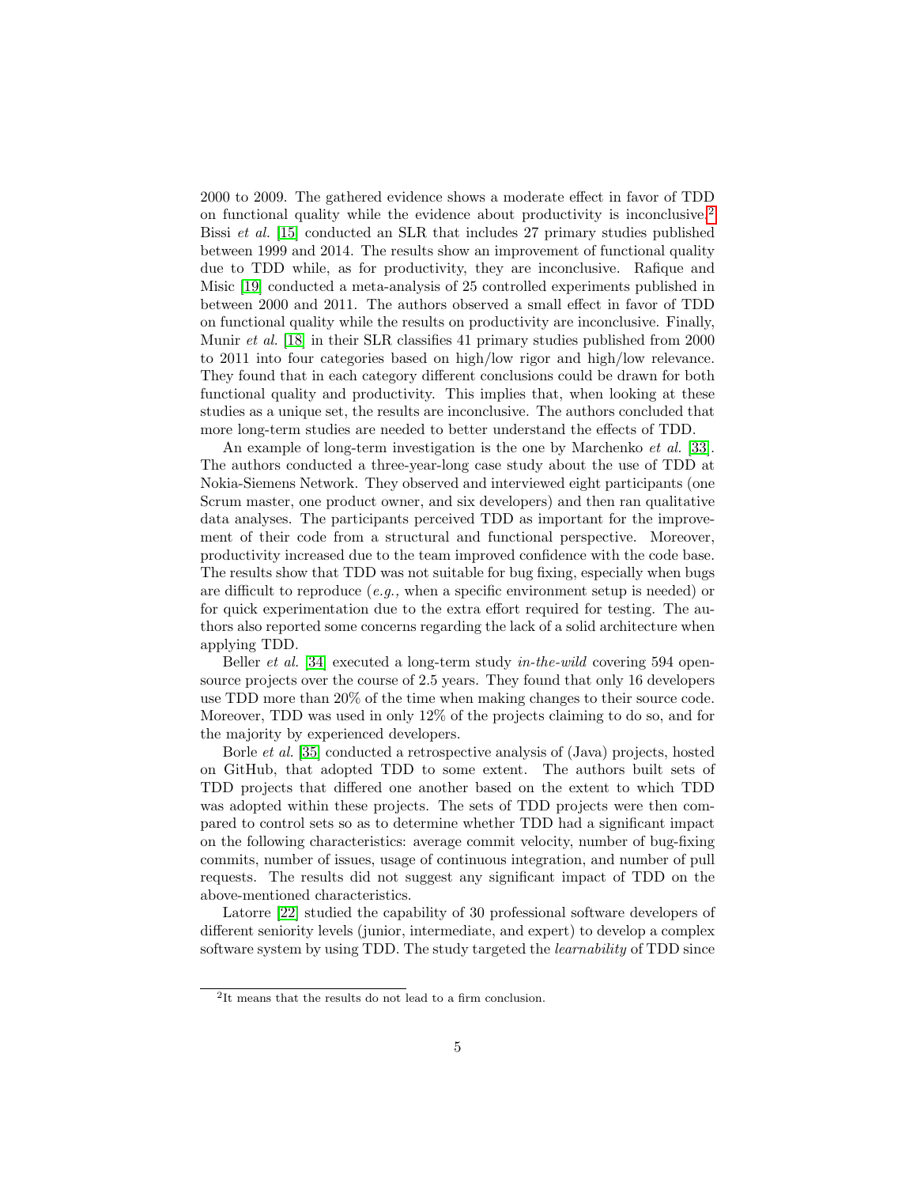2000 to 2009. The gathered evidence shows a moderate effect in favor of TDD on functional quality while the evidence about productivity is inconclusive.[2] Bissi *et al.* [15] conducted an SLR that includes 27 primary studies published between 1999 and 2014. The results show an improvement of functional quality due to TDD while, as for productivity, they are inconclusive. Rafique and Misic [19] conducted a meta-analysis of 25 controlled experiments published in between 2000 and 2011. The authors observed a small effect in favor of TDD on functional quality while the results on productivity are inconclusive. Finally, Munir *et al.* [18] in their SLR classifies 41 primary studies published from 2000 to 2011 into four categories based on high/low rigor and high/low relevance. They found that in each category different conclusions could be drawn for both functional quality and productivity. This implies that, when looking at these studies as a unique set, the results are inconclusive. The authors concluded that more long-term studies are needed to better understand the effects of TDD.

An example of long-term investigation is the one by Marchenko *et al.* [33]. The authors conducted a three-year-long case study about the use of TDD at Nokia-Siemens Network. They observed and interviewed eight participants (one Scrum master, one product owner, and six developers) and then ran qualitative data analyses. The participants perceived TDD as important for the improvement of their code from a structural and functional perspective. Moreover, productivity increased due to the team improved confidence with the code base. The results show that TDD was not suitable for bug fixing, especially when bugs are difficult to reproduce (*e.g.,* when a specific environment setup is needed) or for quick experimentation due to the extra effort required for testing. The authors also reported some concerns regarding the lack of a solid architecture when applying TDD.

Beller *et al.* [34] executed a long-term study *in-the-wild* covering 594 open-source projects over the course of 2.5 years. They found that only 16 developers use TDD more than 20% of the time when making changes to their source code. Moreover, TDD was used in only 12% of the projects claiming to do so, and for the majority by experienced developers.

Borle *et al.* [35] conducted a retrospective analysis of (Java) projects, hosted on GitHub, that adopted TDD to some extent. The authors built sets of TDD projects that differed one another based on the extent to which TDD was adopted within these projects. The sets of TDD projects were then compared to control sets so as to determine whether TDD had a significant impact on the following characteristics: average commit velocity, number of bug-fixing commits, number of issues, usage of continuous integration, and number of pull requests. The results did not suggest any significant impact of TDD on the above-mentioned characteristics.

Latorre [22] studied the capability of 30 professional software developers of different seniority levels (junior, intermediate, and expert) to develop a complex software system by using TDD. The study targeted the *learnability* of TDD since

[2] It means that the results do not lead to a firm conclusion.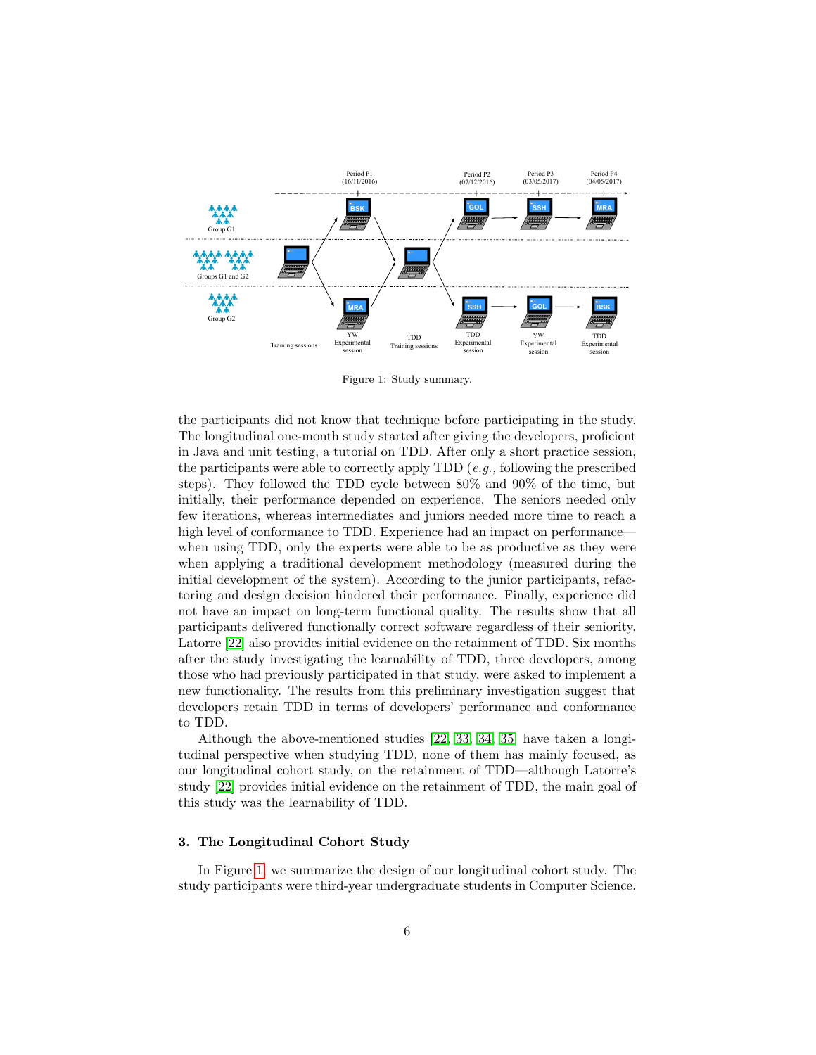Figure 1: Study summary.

the participants did not know that technique before participating in the study. The longitudinal one-month study started after giving the developers, proficient in Java and unit testing, a tutorial on TDD. After only a short practice session, the participants were able to correctly apply TDD (*e.g.,* following the prescribed steps). They followed the TDD cycle between 80% and 90% of the time, but initially, their performance depended on experience. The seniors needed only few iterations, whereas intermediates and juniors needed more time to reach a high level of conformance to TDD. Experience had an impact on performance—when using TDD, only the experts were able to be as productive as they were when applying a traditional development methodology (measured during the initial development of the system). According to the junior participants, refactoring and design decision hindered their performance. Finally, experience did not have an impact on long-term functional quality. The results show that all participants delivered functionally correct software regardless of their seniority. Latorre [22] also provides initial evidence on the retainment of TDD. Six months after the study investigating the learnability of TDD, three developers, among those who had previously participated in that study, were asked to implement a new functionality. The results from this preliminary investigation suggest that developers retain TDD in terms of developers' performance and conformance to TDD.

Although the above-mentioned studies [22, 33, 34, 35] have taken a longitudinal perspective when studying TDD, none of them has mainly focused, as our longitudinal cohort study, on the retainment of TDD—although Latorre's study [22] provides initial evidence on the retainment of TDD, the main goal of this study was the learnability of TDD.

### 3. The Longitudinal Cohort Study

In Figure 1, we summarize the design of our longitudinal cohort study. The study participants were third-year undergraduate students in Computer Science.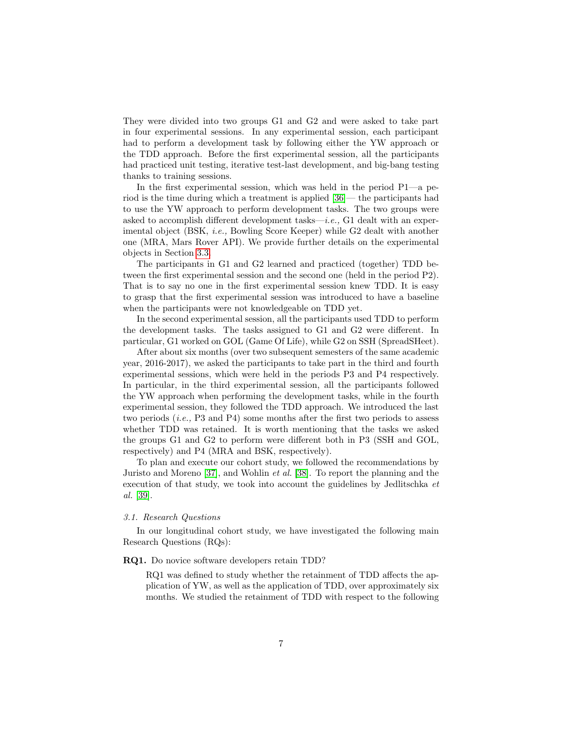They were divided into two groups G1 and G2 and were asked to take part in four experimental sessions. In any experimental session, each participant had to perform a development task by following either the YW approach or the TDD approach. Before the first experimental session, all the participants had practiced unit testing, iterative test-last development, and big-bang testing thanks to training sessions.

In the first experimental session, which was held in the period P1—a period is the time during which a treatment is applied [36]— the participants had to use the YW approach to perform development tasks. The two groups were asked to accomplish different development tasks—*i.e.,* G1 dealt with an experimental object (BSK, *i.e.,* Bowling Score Keeper) while G2 dealt with another one (MRA, Mars Rover API). We provide further details on the experimental objects in Section 3.3.

The participants in G1 and G2 learned and practiced (together) TDD between the first experimental session and the second one (held in the period P2). That is to say no one in the first experimental session knew TDD. It is easy to grasp that the first experimental session was introduced to have a baseline when the participants were not knowledgeable on TDD yet.

In the second experimental session, all the participants used TDD to perform the development tasks. The tasks assigned to G1 and G2 were different. In particular, G1 worked on GOL (Game Of Life), while G2 on SSH (SpreadSHeet).

After about six months (over two subsequent semesters of the same academic year, 2016-2017), we asked the participants to take part in the third and fourth experimental sessions, which were held in the periods P3 and P4 respectively. In particular, in the third experimental session, all the participants followed the YW approach when performing the development tasks, while in the fourth experimental session, they followed the TDD approach. We introduced the last two periods (*i.e.,* P3 and P4) some months after the first two periods to assess whether TDD was retained. It is worth mentioning that the tasks we asked the groups G1 and G2 to perform were different both in P3 (SSH and GOL, respectively) and P4 (MRA and BSK, respectively).

To plan and execute our cohort study, we followed the recommendations by Juristo and Moreno [37], and Wohlin *et al.* [38]. To report the planning and the execution of that study, we took into account the guidelines by Jedlitschka *et al.* [39].

### *3.1. Research Questions*

In our longitudinal cohort study, we have investigated the following main Research Questions (RQs):

**RQ1.** Do novice software developers retain TDD?

RQ1 was defined to study whether the retainment of TDD affects the application of YW, as well as the application of TDD, over approximately six months. We studied the retainment of TDD with respect to the following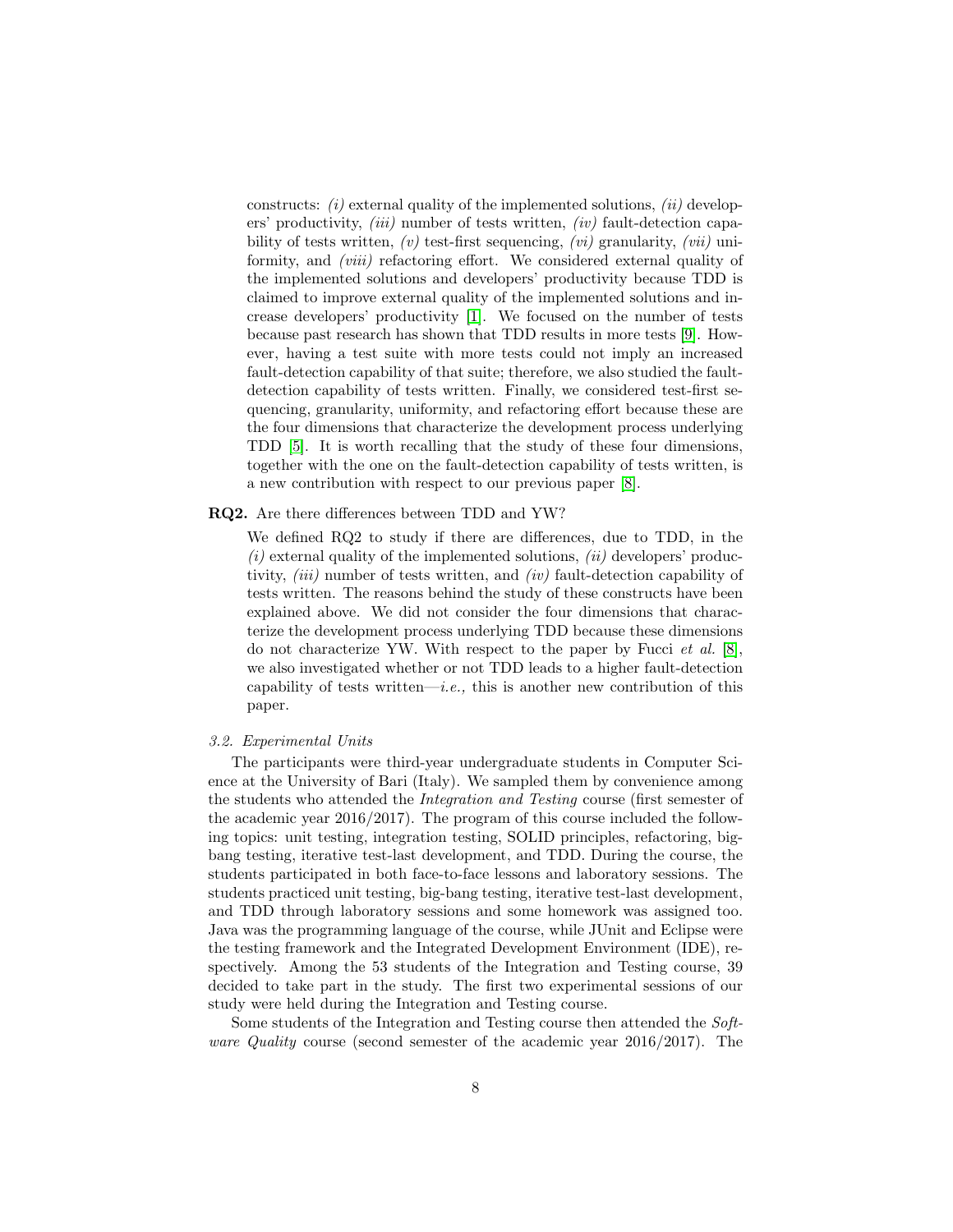constructs: *(i)* external quality of the implemented solutions, *(ii)* developers' productivity, *(iii)* number of tests written, *(iv)* fault-detection capability of tests written, *(v)* test-first sequencing, *(vi)* granularity, *(vii)* uniformity, and *(viii)* refactoring effort. We considered external quality of the implemented solutions and developers' productivity because TDD is claimed to improve external quality of the implemented solutions and increase developers' productivity [1]. We focused on the number of tests because past research has shown that TDD results in more tests [9]. However, having a test suite with more tests could not imply an increased fault-detection capability of that suite; therefore, we also studied the fault-detection capability of tests written. Finally, we considered test-first sequencing, granularity, uniformity, and refactoring effort because these are the four dimensions that characterize the development process underlying TDD [5]. It is worth recalling that the study of these four dimensions, together with the one on the fault-detection capability of tests written, is a new contribution with respect to our previous paper [8].

**RQ2.** Are there differences between TDD and YW?

We defined RQ2 to study if there are differences, due to TDD, in the *(i)* external quality of the implemented solutions, *(ii)* developers' productivity, *(iii)* number of tests written, and *(iv)* fault-detection capability of tests written. The reasons behind the study of these constructs have been explained above. We did not consider the four dimensions that characterize the development process underlying TDD because these dimensions do not characterize YW. With respect to the paper by Fucci *et al.* [8], we also investigated whether or not TDD leads to a higher fault-detection capability of tests written—*i.e.,* this is another new contribution of this paper.

### *3.2. Experimental Units*

The participants were third-year undergraduate students in Computer Science at the University of Bari (Italy). We sampled them by convenience among the students who attended the *Integration and Testing* course (first semester of the academic year 2016/2017). The program of this course included the following topics: unit testing, integration testing, SOLID principles, refactoring, big-bang testing, iterative test-last development, and TDD. During the course, the students participated in both face-to-face lessons and laboratory sessions. The students practiced unit testing, big-bang testing, iterative test-last development, and TDD through laboratory sessions and some homework was assigned too. Java was the programming language of the course, while JUnit and Eclipse were the testing framework and the Integrated Development Environment (IDE), respectively. Among the 53 students of the Integration and Testing course, 39 decided to take part in the study. The first two experimental sessions of our study were held during the Integration and Testing course.

Some students of the Integration and Testing course then attended the *Software Quality* course (second semester of the academic year 2016/2017). The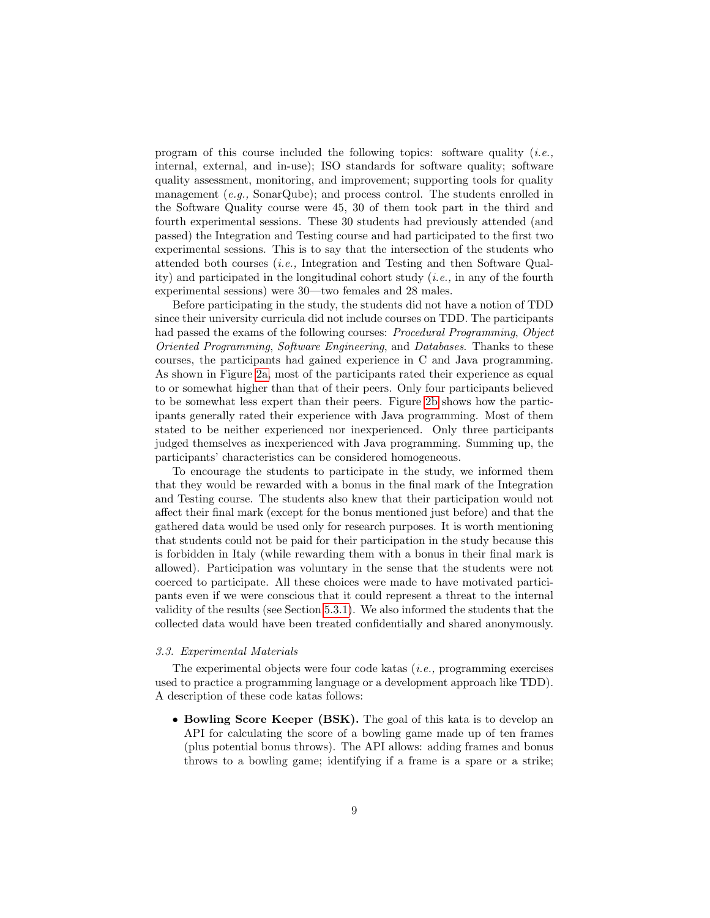program of this course included the following topics: software quality (*i.e.,* internal, external, and in-use); ISO standards for software quality; software quality assessment, monitoring, and improvement; supporting tools for quality management (*e.g.,* SonarQube); and process control. The students enrolled in the Software Quality course were 45, 30 of them took part in the third and fourth experimental sessions. These 30 students had previously attended (and passed) the Integration and Testing course and had participated to the first two experimental sessions. This is to say that the intersection of the students who attended both courses (*i.e.,* Integration and Testing and then Software Quality) and participated in the longitudinal cohort study (*i.e.,* in any of the fourth experimental sessions) were 30—two females and 28 males.

Before participating in the study, the students did not have a notion of TDD since their university curricula did not include courses on TDD. The participants had passed the exams of the following courses: *Procedural Programming*, *Object Oriented Programming*, *Software Engineering*, and *Databases*. Thanks to these courses, the participants had gained experience in C and Java programming. As shown in Figure 2a, most of the participants rated their experience as equal to or somewhat higher than that of their peers. Only four participants believed to be somewhat less expert than their peers. Figure 2b shows how the participants generally rated their experience with Java programming. Most of them stated to be neither experienced nor inexperienced. Only three participants judged themselves as inexperienced with Java programming. Summing up, the participants' characteristics can be considered homogeneous.

To encourage the students to participate in the study, we informed them that they would be rewarded with a bonus in the final mark of the Integration and Testing course. The students also knew that their participation would not affect their final mark (except for the bonus mentioned just before) and that the gathered data would be used only for research purposes. It is worth mentioning that students could not be paid for their participation in the study because this is forbidden in Italy (while rewarding them with a bonus in their final mark is allowed). Participation was voluntary in the sense that the students were not coerced to participate. All these choices were made to have motivated participants even if we were conscious that it could represent a threat to the internal validity of the results (see Section 5.3.1). We also informed the students that the collected data would have been treated confidentially and shared anonymously.

### *3.3. Experimental Materials*

The experimental objects were four code katas (*i.e.,* programming exercises used to practice a programming language or a development approach like TDD). A description of these code katas follows:

- **Bowling Score Keeper (BSK).** The goal of this kata is to develop an API for calculating the score of a bowling game made up of ten frames (plus potential bonus throws). The API allows: adding frames and bonus throws to a bowling game; identifying if a frame is a spare or a strike;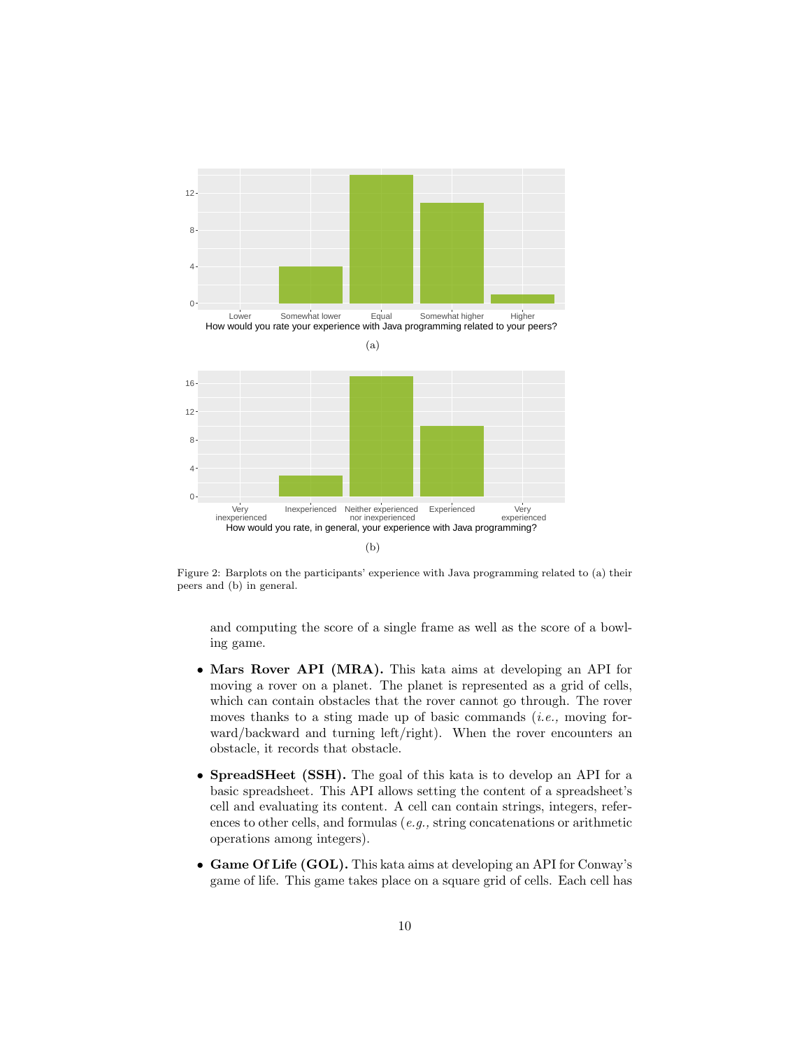Figure 2: Barplots on the participants' experience with Java programming related to (a) their peers and (b) in general.

and computing the score of a single frame as well as the score of a bowling game.

- **Mars Rover API (MRA).** This kata aims at developing an API for moving a rover on a planet. The planet is represented as a grid of cells, which can contain obstacles that the rover cannot go through. The rover moves thanks to a sting made up of basic commands (*i.e.,* moving forward/backward and turning left/right). When the rover encounters an obstacle, it records that obstacle.

- **SpreadSHeet (SSH).** The goal of this kata is to develop an API for a basic spreadsheet. This API allows setting the content of a spreadsheet's cell and evaluating its content. A cell can contain strings, integers, references to other cells, and formulas (*e.g.,* string concatenations or arithmetic operations among integers).

- **Game Of Life (GOL).** This kata aims at developing an API for Conway's game of life. This game takes place on a square grid of cells. Each cell has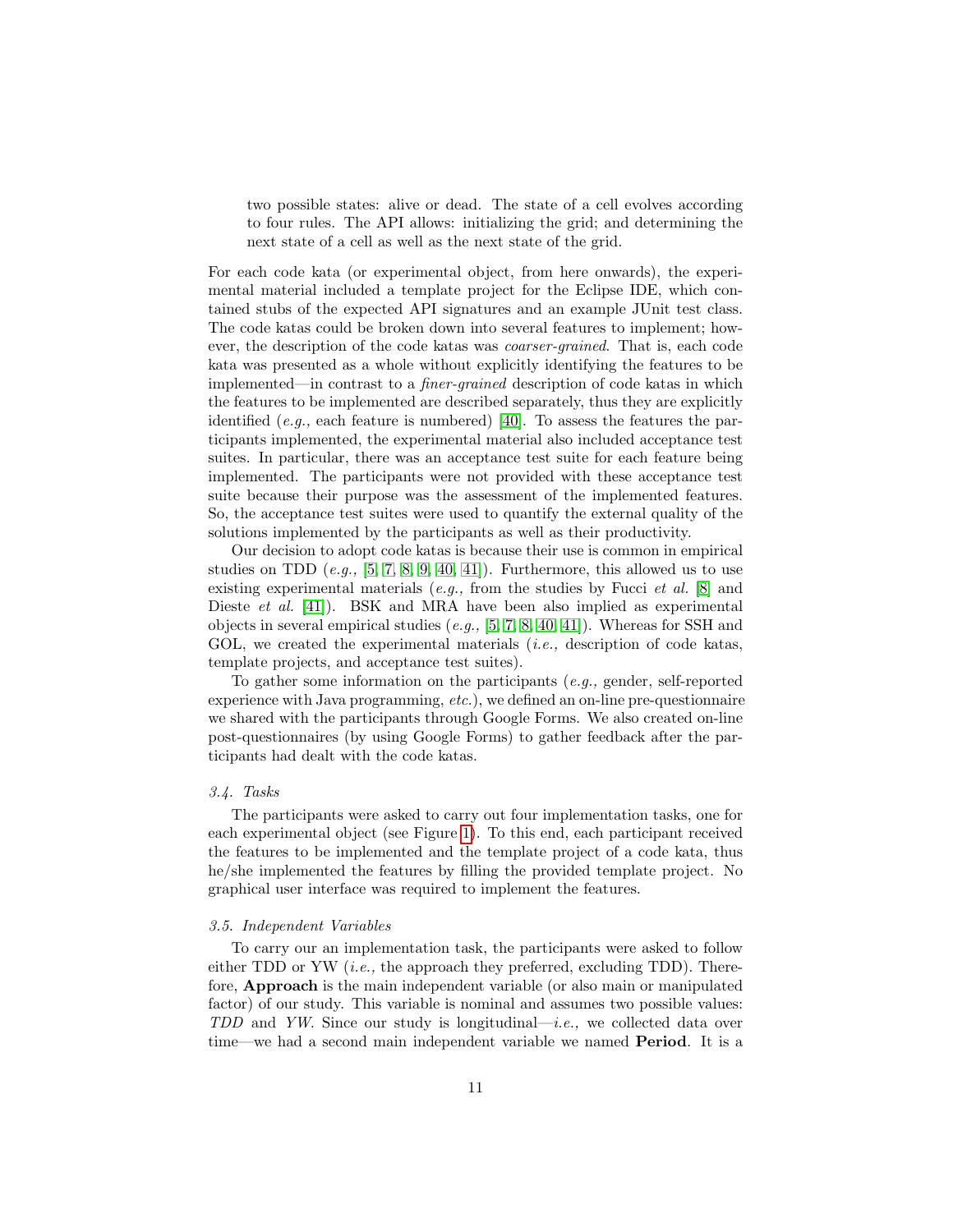two possible states: alive or dead. The state of a cell evolves according to four rules. The API allows: initializing the grid; and determining the next state of a cell as well as the next state of the grid.

For each code kata (or experimental object, from here onwards), the experimental material included a template project for the Eclipse IDE, which contained stubs of the expected API signatures and an example JUnit test class. The code katas could be broken down into several features to implement; however, the description of the code katas was *coarser-grained*. That is, each code kata was presented as a whole without explicitly identifying the features to be implemented—in contrast to a *finer-grained* description of code katas in which the features to be implemented are described separately, thus they are explicitly identified (*e.g.,* each feature is numbered) [40]. To assess the features the participants implemented, the experimental material also included acceptance test suites. In particular, there was an acceptance test suite for each feature being implemented. The participants were not provided with these acceptance test suite because their purpose was the assessment of the implemented features. So, the acceptance test suites were used to quantify the external quality of the solutions implemented by the participants as well as their productivity.

Our decision to adopt code katas is because their use is common in empirical studies on TDD (*e.g.,* [5, 7, 8, 9, 40, 41]). Furthermore, this allowed us to use existing experimental materials (*e.g.,* from the studies by Fucci *et al.* [8] and Dieste *et al.* [41]). BSK and MRA have been also implied as experimental objects in several empirical studies (*e.g.,* [5, 7, 8, 40, 41]). Whereas for SSH and GOL, we created the experimental materials (*i.e.,* description of code katas, template projects, and acceptance test suites).

To gather some information on the participants (*e.g.,* gender, self-reported experience with Java programming, *etc.*), we defined an on-line pre-questionnaire we shared with the participants through Google Forms. We also created on-line post-questionnaires (by using Google Forms) to gather feedback after the participants had dealt with the code katas.

### *3.4. Tasks*

The participants were asked to carry out four implementation tasks, one for each experimental object (see Figure 1). To this end, each participant received the features to be implemented and the template project of a code kata, thus he/she implemented the features by filling the provided template project. No graphical user interface was required to implement the features.

### *3.5. Independent Variables*

To carry our an implementation task, the participants were asked to follow either TDD or YW (*i.e.,* the approach they preferred, excluding TDD). Therefore, **Approach** is the main independent variable (or also main or manipulated factor) of our study. This variable is nominal and assumes two possible values: *TDD* and *YW*. Since our study is longitudinal—*i.e.,* we collected data over time—we had a second main independent variable we named **Period**. It is a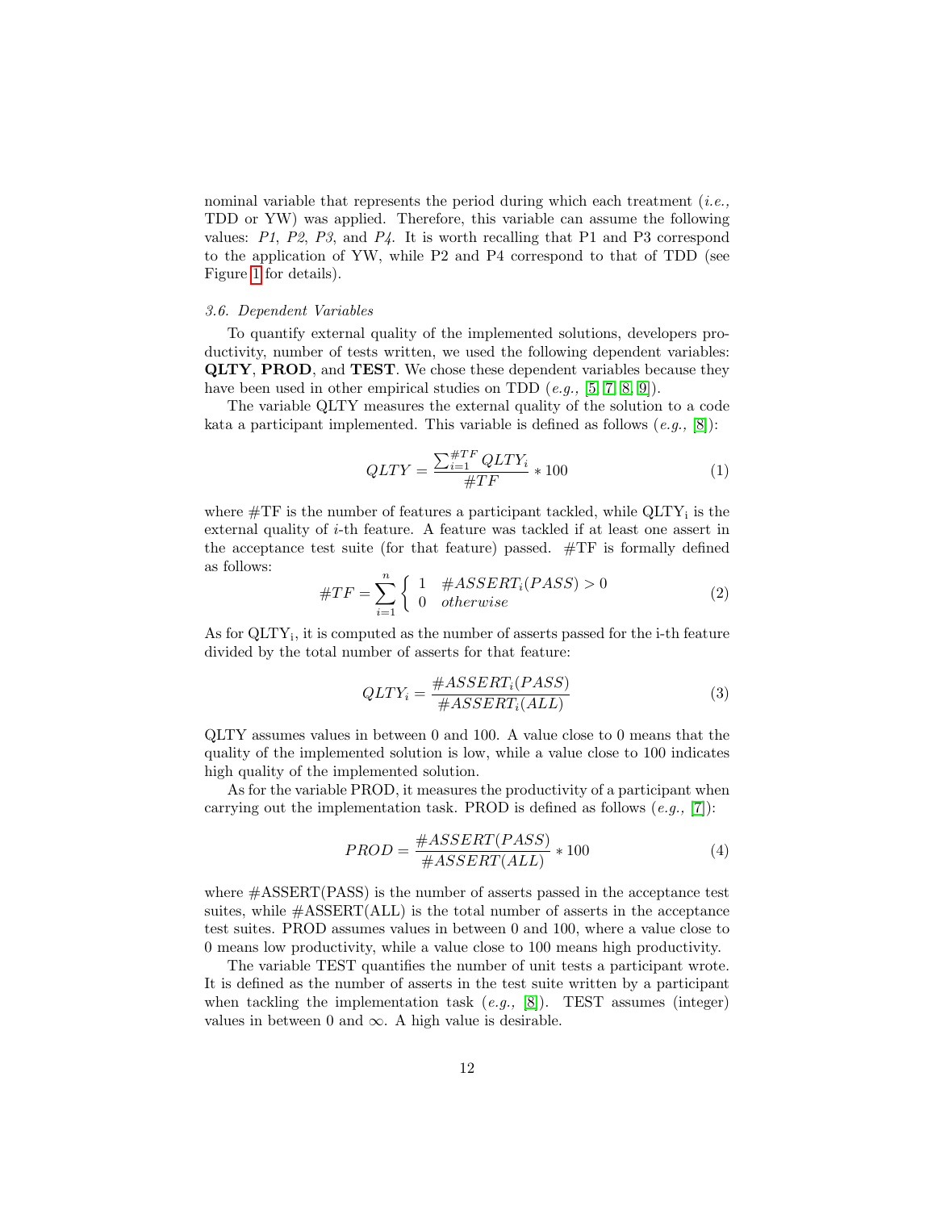nominal variable that represents the period during which each treatment (*i.e.,* TDD or YW) was applied. Therefore, this variable can assume the following values: *P1*, *P2*, *P3*, and *P4*. It is worth recalling that P1 and P3 correspond to the application of YW, while P2 and P4 correspond to that of TDD (see Figure 1 for details).

### *3.6. Dependent Variables*

To quantify external quality of the implemented solutions, developers productivity, number of tests written, we used the following dependent variables: **QLTY**, **PROD**, and **TEST**. We chose these dependent variables because they have been used in other empirical studies on TDD (*e.g.,* [5, 7, 8, 9]).

The variable QLTY measures the external quality of the solution to a code kata a participant implemented. This variable is defined as follows (*e.g.,* [8]):

$$QLTY = \frac{\sum_{i=1}^{\#TF} QLTY_i}{\#TF} * 100 \tag{1}$$

where #TF is the number of features a participant tackled, while $QLTY_i$ is the external quality of $i$-th feature. A feature was tackled if at least one assert in the acceptance test suite (for that feature) passed. #TF is formally defined as follows:

$$\#TF = \sum_{i=1}^{n} \begin{cases} 1 & \#ASSERT_i(PASS) > 0 \\ 0 & otherwise \end{cases} \tag{2}$$

As for $QLTY_i$, it is computed as the number of asserts passed for the i-th feature divided by the total number of asserts for that feature:

$$QLTY_i = \frac{\#ASSERT_i(PASS)}{\#ASSERT_i(ALL)} \tag{3}$$

QLTY assumes values in between 0 and 100. A value close to 0 means that the quality of the implemented solution is low, while a value close to 100 indicates high quality of the implemented solution.

As for the variable PROD, it measures the productivity of a participant when carrying out the implementation task. PROD is defined as follows (*e.g.,* [7]):

$$PROD = \frac{\#ASSERT(PASS)}{\#ASSERT(ALL)} * 100 \tag{4}$$

where #ASSERT(PASS) is the number of asserts passed in the acceptance test suites, while #ASSERT(ALL) is the total number of asserts in the acceptance test suites. PROD assumes values in between 0 and 100, where a value close to 0 means low productivity, while a value close to 100 means high productivity.

The variable TEST quantifies the number of unit tests a participant wrote. It is defined as the number of asserts in the test suite written by a participant when tackling the implementation task (*e.g.,* [8]). TEST assumes (integer) values in between 0 and $\infty$. A high value is desirable.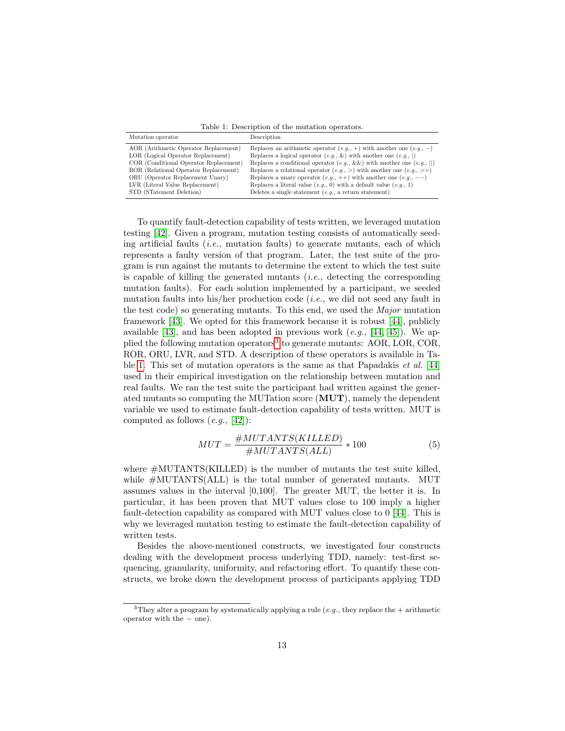Table 1: Description of the mutation operators.

| Mutation operator | Description |
|---|---|
| AOR (Arithmetic Operator Replacement) | Replaces an arithmetic operator (*e.g.,* +) with another one (*e.g.,* −) |
| LOR (Logical Operator Replacement) | Replaces a logical operator (*e.g.,* &) with another one (*e.g.,* \|) |
| COR (Conditional Operator Replacement) | Replaces a conditional operator (*e.g.,* &&) with another one (*e.g.,* \|\|) |
| ROR (Relational Operator Replacement) | Replaces a relational operator (*e.g.,* >) with another one (*e.g.,* >=) |
| ORU (Operator Replacement Unary) | Replaces a unary operator (*e.g.,* ++) with another one (*e.g.,* −−) |
| LVR (Literal Value Replacement) | Replaces a literal value (*e.g.,* 0) with a default value (*e.g.,* 1) |
| STD (STatement Deletion) | Deletes a single statement (*e.g.,* a return statement) |

To quantify fault-detection capability of tests written, we leveraged mutation testing [42]. Given a program, mutation testing consists of automatically seeding artificial faults (*i.e.,* mutation faults) to generate mutants, each of which represents a faulty version of that program. Later, the test suite of the program is run against the mutants to determine the extent to which the test suite is capable of killing the generated mutants (*i.e.,* detecting the corresponding mutation faults). For each solution implemented by a participant, we seeded mutation faults into his/her production code (*i.e.,* we did not seed any fault in the test code) so generating mutants. To this end, we used the *Major* mutation framework [43]. We opted for this framework because it is robust [44], publicly available [43], and has been adopted in previous work (*e.g.,* [44, 45]). We applied the following mutation operators[3] to generate mutants: AOR, LOR, COR, ROR, ORU, LVR, and STD. A description of these operators is available in Table 1. This set of mutation operators is the same as that Papadakis *et al.* [44] used in their empirical investigation on the relationship between mutation and real faults. We ran the test suite the participant had written against the generated mutants so computing the MUTation score (**MUT**), namely the dependent variable we used to estimate fault-detection capability of tests written. MUT is computed as follows (*e.g.,* [42]):

$$MUT = \frac{\#MUTANTS(KILLED)}{\#MUTANTS(ALL)} * 100 \tag{5}$$

where #MUTANTS(KILLED) is the number of mutants the test suite killed, while #MUTANTS(ALL) is the total number of generated mutants. MUT assumes values in the interval [0,100]. The greater MUT, the better it is. In particular, it has been proven that MUT values close to 100 imply a higher fault-detection capability as compared with MUT values close to 0 [44]. This is why we leveraged mutation testing to estimate the fault-detection capability of written tests.

Besides the above-mentioned constructs, we investigated four constructs dealing with the development process underlying TDD, namely: test-first sequencing, granularity, uniformity, and refactoring effort. To quantify these constructs, we broke down the development process of participants applying TDD

[3] They alter a program by systematically applying a rule (*e.g.,* they replace the + arithmetic operator with the − one).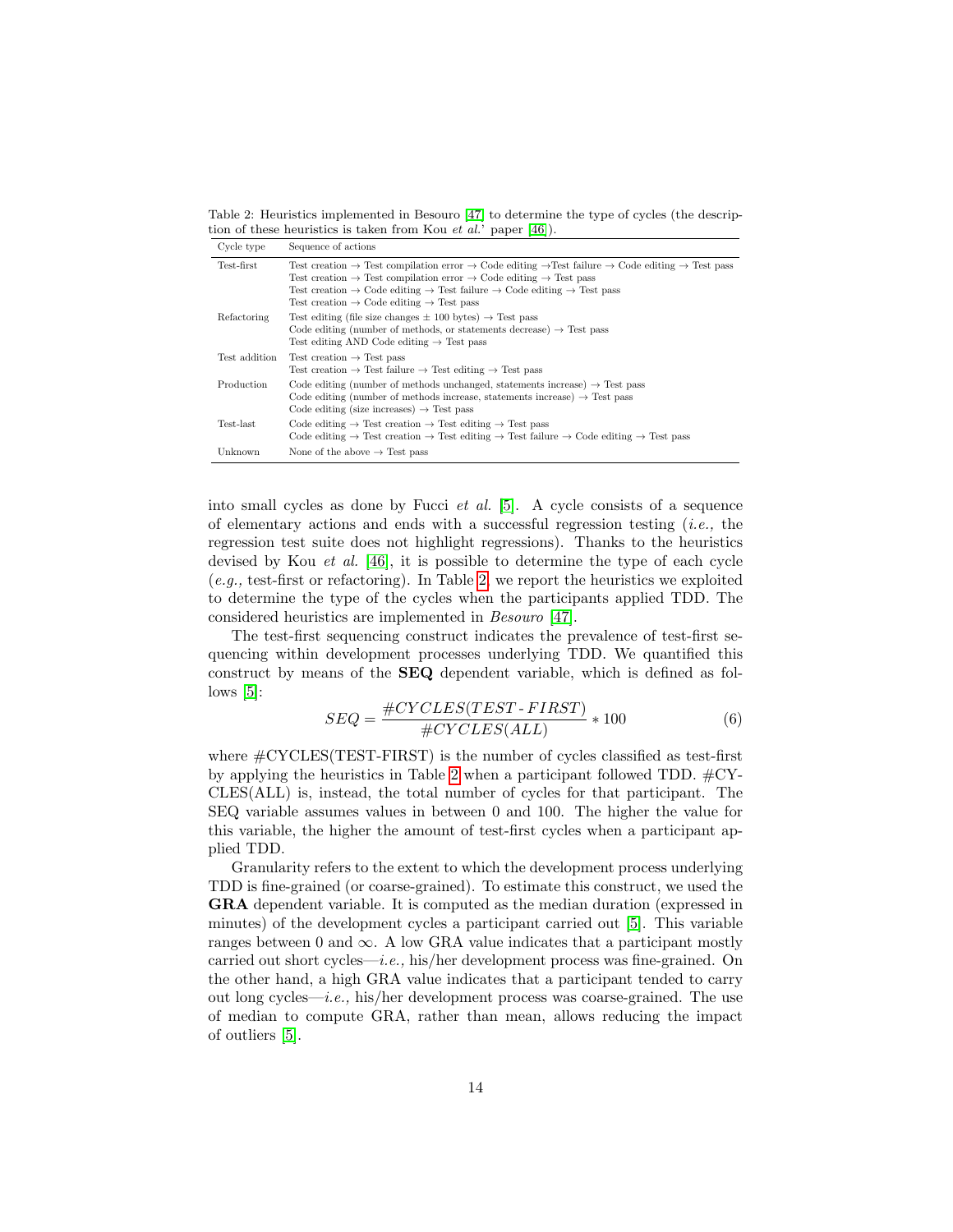Table 2: Heuristics implemented in Besouro [47] to determine the type of cycles (the description of these heuristics is taken from Kou *et al.*' paper [46]).

| Cycle type | Sequence of actions |
|---|---|
| Test-first | Test creation → Test compilation error → Code editing →Test failure → Code editing → Test pass<br>Test creation → Test compilation error → Code editing → Test pass<br>Test creation → Code editing → Test failure → Code editing → Test pass<br>Test creation → Code editing → Test pass |
| Refactoring | Test editing (file size changes ± 100 bytes) → Test pass<br>Code editing (number of methods, or statements decrease) → Test pass<br>Test editing AND Code editing → Test pass |
| Test addition | Test creation → Test pass<br>Test creation → Test failure → Test editing → Test pass |
| Production | Code editing (number of methods unchanged, statements increase) → Test pass<br>Code editing (number of methods increase, statements increase) → Test pass<br>Code editing (size increases) → Test pass |
| Test-last | Code editing → Test creation → Test editing → Test pass<br>Code editing → Test creation → Test editing → Test failure → Code editing → Test pass |
| Unknown | None of the above → Test pass |

into small cycles as done by Fucci *et al.* [5]. A cycle consists of a sequence of elementary actions and ends with a successful regression testing (*i.e.,* the regression test suite does not highlight regressions). Thanks to the heuristics devised by Kou *et al.* [46], it is possible to determine the type of each cycle (*e.g.,* test-first or refactoring). In Table 2, we report the heuristics we exploited to determine the type of the cycles when the participants applied TDD. The considered heuristics are implemented in *Besouro* [47].

The test-first sequencing construct indicates the prevalence of test-first sequencing within development processes underlying TDD. We quantified this construct by means of the **SEQ** dependent variable, which is defined as follows [5]:

$$SEQ = \frac{\#CYCLES(TEST\text{-}FIRST)}{\#CYCLES(ALL)} * 100 \tag{6}$$

where #CYCLES(TEST-FIRST) is the number of cycles classified as test-first by applying the heuristics in Table 2 when a participant followed TDD. #CYCLES(ALL) is, instead, the total number of cycles for that participant. The SEQ variable assumes values in between 0 and 100. The higher the value for this variable, the higher the amount of test-first cycles when a participant applied TDD.

Granularity refers to the extent to which the development process underlying TDD is fine-grained (or coarse-grained). To estimate this construct, we used the **GRA** dependent variable. It is computed as the median duration (expressed in minutes) of the development cycles a participant carried out [5]. This variable ranges between 0 and $\infty$. A low GRA value indicates that a participant mostly carried out short cycles—*i.e.,* his/her development process was fine-grained. On the other hand, a high GRA value indicates that a participant tended to carry out long cycles—*i.e.,* his/her development process was coarse-grained. The use of median to compute GRA, rather than mean, allows reducing the impact of outliers [5].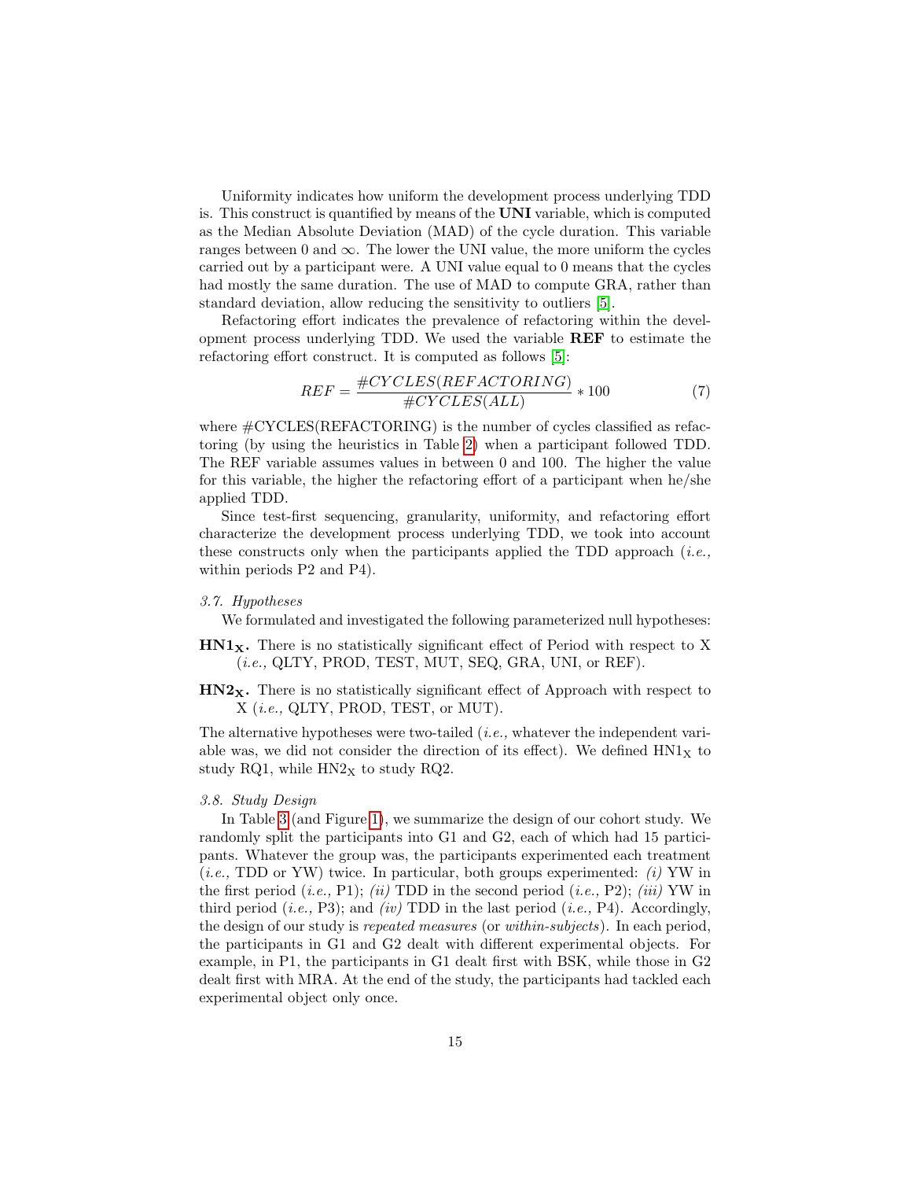Uniformity indicates how uniform the development process underlying TDD is. This construct is quantified by means of the **UNI** variable, which is computed as the Median Absolute Deviation (MAD) of the cycle duration. This variable ranges between 0 and $\infty$. The lower the UNI value, the more uniform the cycles carried out by a participant were. A UNI value equal to 0 means that the cycles had mostly the same duration. The use of MAD to compute GRA, rather than standard deviation, allow reducing the sensitivity to outliers [5].

Refactoring effort indicates the prevalence of refactoring within the development process underlying TDD. We used the variable **REF** to estimate the refactoring effort construct. It is computed as follows [5]:

$$REF = \frac{\#CYCLES(REFACTORING)}{\#CYCLES(ALL)} * 100 \tag{7}$$

where #CYCLES(REFACTORING) is the number of cycles classified as refactoring (by using the heuristics in Table 2) when a participant followed TDD. The REF variable assumes values in between 0 and 100. The higher the value for this variable, the higher the refactoring effort of a participant when he/she applied TDD.

Since test-first sequencing, granularity, uniformity, and refactoring effort characterize the development process underlying TDD, we took into account these constructs only when the participants applied the TDD approach (*i.e.,* within periods P2 and P4).

### *3.7. Hypotheses*

We formulated and investigated the following parameterized null hypotheses:

**$HN1_X$.** There is no statistically significant effect of Period with respect to X (*i.e.,* QLTY, PROD, TEST, MUT, SEQ, GRA, UNI, or REF).

**$HN2_X$.** There is no statistically significant effect of Approach with respect to X (*i.e.,* QLTY, PROD, TEST, or MUT).

The alternative hypotheses were two-tailed (*i.e.,* whatever the independent variable was, we did not consider the direction of its effect). We defined $HN1_X$ to study RQ1, while $HN2_X$ to study RQ2.

### *3.8. Study Design*

In Table 3 (and Figure 1), we summarize the design of our cohort study. We randomly split the participants into G1 and G2, each of which had 15 participants. Whatever the group was, the participants experimented each treatment (*i.e.,* TDD or YW) twice. In particular, both groups experimented: *(i)* YW in the first period (*i.e.,* P1); *(ii)* TDD in the second period (*i.e.,* P2); *(iii)* YW in third period (*i.e.,* P3); and *(iv)* TDD in the last period (*i.e.,* P4). Accordingly, the design of our study is *repeated measures* (or *within-subjects*). In each period, the participants in G1 and G2 dealt with different experimental objects. For example, in P1, the participants in G1 dealt first with BSK, while those in G2 dealt first with MRA. At the end of the study, the participants had tackled each experimental object only once.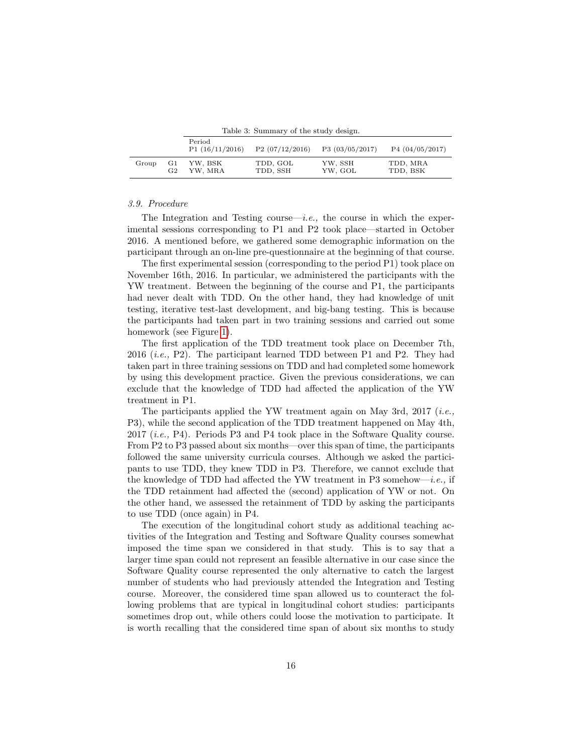Table 3: Summary of the study design.

| | | Period P1 (16/11/2016) | P2 (07/12/2016) | P3 (03/05/2017) | P4 (04/05/2017) |
|---|---|---|---|---|---|
| Group | G1 | YW, BSK | TDD, GOL | YW, SSH | TDD, MRA |
| | G2 | YW, MRA | TDD, SSH | YW, GOL | TDD, BSK |

### 3.9. Procedure

The Integration and Testing course—*i.e.,* the course in which the experimental sessions corresponding to P1 and P2 took place—started in October 2016. A mentioned before, we gathered some demographic information on the participant through an on-line pre-questionnaire at the beginning of that course.

The first experimental session (corresponding to the period P1) took place on November 16th, 2016. In particular, we administered the participants with the YW treatment. Between the beginning of the course and P1, the participants had never dealt with TDD. On the other hand, they had knowledge of unit testing, iterative test-last development, and big-bang testing. This is because the participants had taken part in two training sessions and carried out some homework (see Figure 1).

The first application of the TDD treatment took place on December 7th, 2016 (*i.e.,* P2). The participant learned TDD between P1 and P2. They had taken part in three training sessions on TDD and had completed some homework by using this development practice. Given the previous considerations, we can exclude that the knowledge of TDD had affected the application of the YW treatment in P1.

The participants applied the YW treatment again on May 3rd, 2017 (*i.e.,* P3), while the second application of the TDD treatment happened on May 4th, 2017 (*i.e.,* P4). Periods P3 and P4 took place in the Software Quality course. From P2 to P3 passed about six months—over this span of time, the participants followed the same university curricula courses. Although we asked the participants to use TDD, they knew TDD in P3. Therefore, we cannot exclude that the knowledge of TDD had affected the YW treatment in P3 somehow—*i.e.,* if the TDD retainment had affected the (second) application of YW or not. On the other hand, we assessed the retainment of TDD by asking the participants to use TDD (once again) in P4.

The execution of the longitudinal cohort study as additional teaching activities of the Integration and Testing and Software Quality courses somewhat imposed the time span we considered in that study. This is to say that a larger time span could not represent an feasible alternative in our case since the Software Quality course represented the only alternative to catch the largest number of students who had previously attended the Integration and Testing course. Moreover, the considered time span allowed us to counteract the following problems that are typical in longitudinal cohort studies: participants sometimes drop out, while others could loose the motivation to participate. It is worth recalling that the considered time span of about six months to study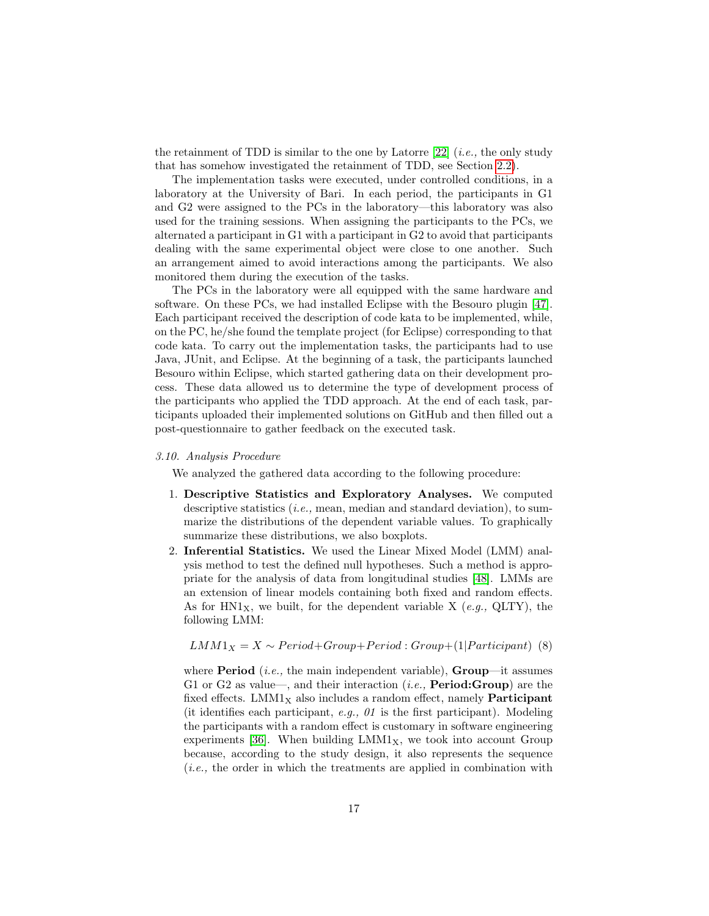the retainment of TDD is similar to the one by Latorre [22] (*i.e.,* the only study that has somehow investigated the retainment of TDD, see Section 2.2).

The implementation tasks were executed, under controlled conditions, in a laboratory at the University of Bari. In each period, the participants in G1 and G2 were assigned to the PCs in the laboratory—this laboratory was also used for the training sessions. When assigning the participants to the PCs, we alternated a participant in G1 with a participant in G2 to avoid that participants dealing with the same experimental object were close to one another. Such an arrangement aimed to avoid interactions among the participants. We also monitored them during the execution of the tasks.

The PCs in the laboratory were all equipped with the same hardware and software. On these PCs, we had installed Eclipse with the Besouro plugin [47]. Each participant received the description of code kata to be implemented, while, on the PC, he/she found the template project (for Eclipse) corresponding to that code kata. To carry out the implementation tasks, the participants had to use Java, JUnit, and Eclipse. At the beginning of a task, the participants launched Besouro within Eclipse, which started gathering data on their development process. These data allowed us to determine the type of development process of the participants who applied the TDD approach. At the end of each task, participants uploaded their implemented solutions on GitHub and then filled out a post-questionnaire to gather feedback on the executed task.

### 3.10. Analysis Procedure

We analyzed the gathered data according to the following procedure:

1. **Descriptive Statistics and Exploratory Analyses.** We computed descriptive statistics (*i.e.,* mean, median and standard deviation), to summarize the distributions of the dependent variable values. To graphically summarize these distributions, we also boxplots.
2. **Inferential Statistics.** We used the Linear Mixed Model (LMM) analysis method to test the defined null hypotheses. Such a method is appropriate for the analysis of data from longitudinal studies [48]. LMMs are an extension of linear models containing both fixed and random effects. As for $HN1_X$, we built, for the dependent variable X (*e.g.,* QLTY), the following LMM:

$$LMM1_X = X \sim Period + Group + Period : Group + (1|Participant) \quad (8)$$

where **Period** (*i.e.,* the main independent variable), **Group**—it assumes G1 or G2 as value—, and their interaction (*i.e.,* **Period:Group**) are the fixed effects. $LMM1_X$ also includes a random effect, namely **Participant** (it identifies each participant, *e.g., 01* is the first participant). Modeling the participants with a random effect is customary in software engineering experiments [36]. When building $LMM1_X$, we took into account Group because, according to the study design, it also represents the sequence (*i.e.,* the order in which the treatments are applied in combination with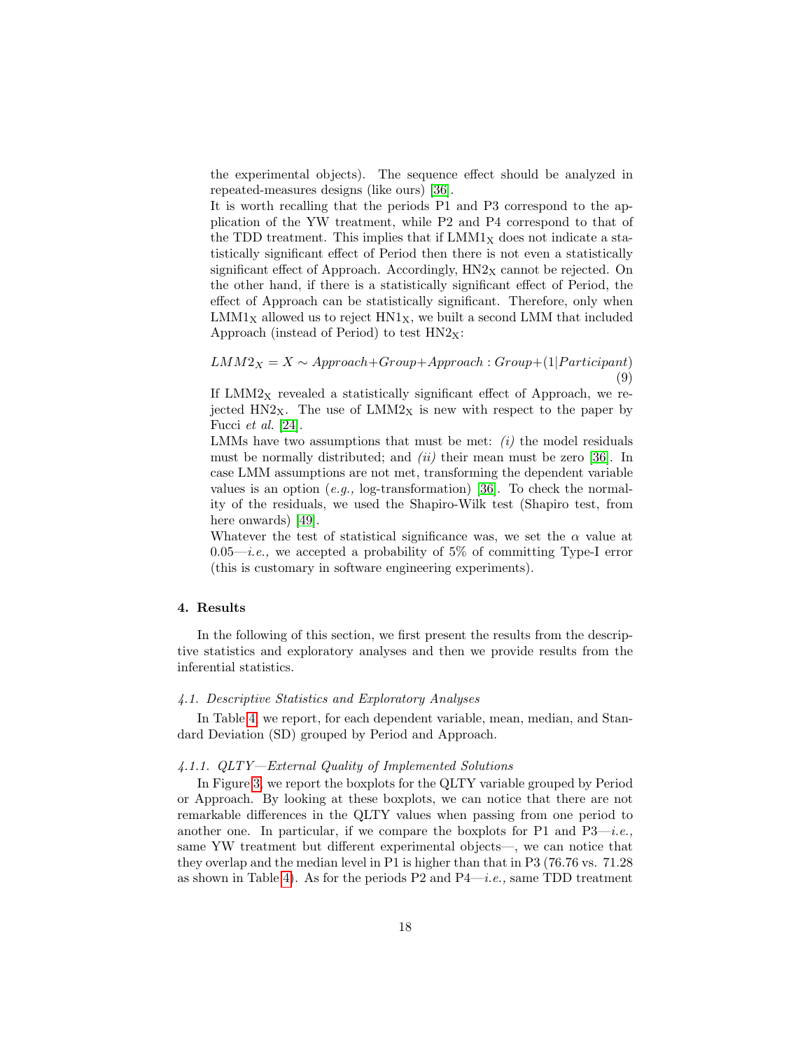the experimental objects). The sequence effect should be analyzed in repeated-measures designs (like ours) [36].

It is worth recalling that the periods P1 and P3 correspond to the application of the YW treatment, while P2 and P4 correspond to that of the TDD treatment. This implies that if $\text{LMM1}_\text{X}$ does not indicate a statistically significant effect of Period then there is not even a statistically significant effect of Approach. Accordingly, $\text{HN2}_\text{X}$ cannot be rejected. On the other hand, if there is a statistically significant effect of Period, the effect of Approach can be statistically significant. Therefore, only when $\text{LMM1}_\text{X}$ allowed us to reject $\text{HN1}_\text{X}$, we built a second LMM that included Approach (instead of Period) to test $\text{HN2}_\text{X}$:

$$LMM2_X = X \sim Approach + Group + Approach : Group + (1|Participant) \quad (9)$$

If $\text{LMM2}_\text{X}$ revealed a statistically significant effect of Approach, we rejected $\text{HN2}_\text{X}$. The use of $\text{LMM2}_\text{X}$ is new with respect to the paper by Fucci *et al.* [24].

LMMs have two assumptions that must be met: *(i)* the model residuals must be normally distributed; and *(ii)* their mean must be zero [36]. In case LMM assumptions are not met, transforming the dependent variable values is an option (*e.g.,* log-transformation) [36]. To check the normality of the residuals, we used the Shapiro-Wilk test (Shapiro test, from here onwards) [49].

Whatever the test of statistical significance was, we set the $\alpha$ value at 0.05—*i.e.,* we accepted a probability of 5% of committing Type-I error (this is customary in software engineering experiments).

## 4. Results

In the following of this section, we first present the results from the descriptive statistics and exploratory analyses and then we provide results from the inferential statistics.

### 4.1. Descriptive Statistics and Exploratory Analyses

In Table 4, we report, for each dependent variable, mean, median, and Standard Deviation (SD) grouped by Period and Approach.

#### 4.1.1. QLTY—External Quality of Implemented Solutions

In Figure 3, we report the boxplots for the QLTY variable grouped by Period or Approach. By looking at these boxplots, we can notice that there are not remarkable differences in the QLTY values when passing from one period to another one. In particular, if we compare the boxplots for P1 and P3—*i.e.,* same YW treatment but different experimental objects—, we can notice that they overlap and the median level in P1 is higher than that in P3 (76.76 vs. 71.28 as shown in Table 4). As for the periods P2 and P4—*i.e.,* same TDD treatment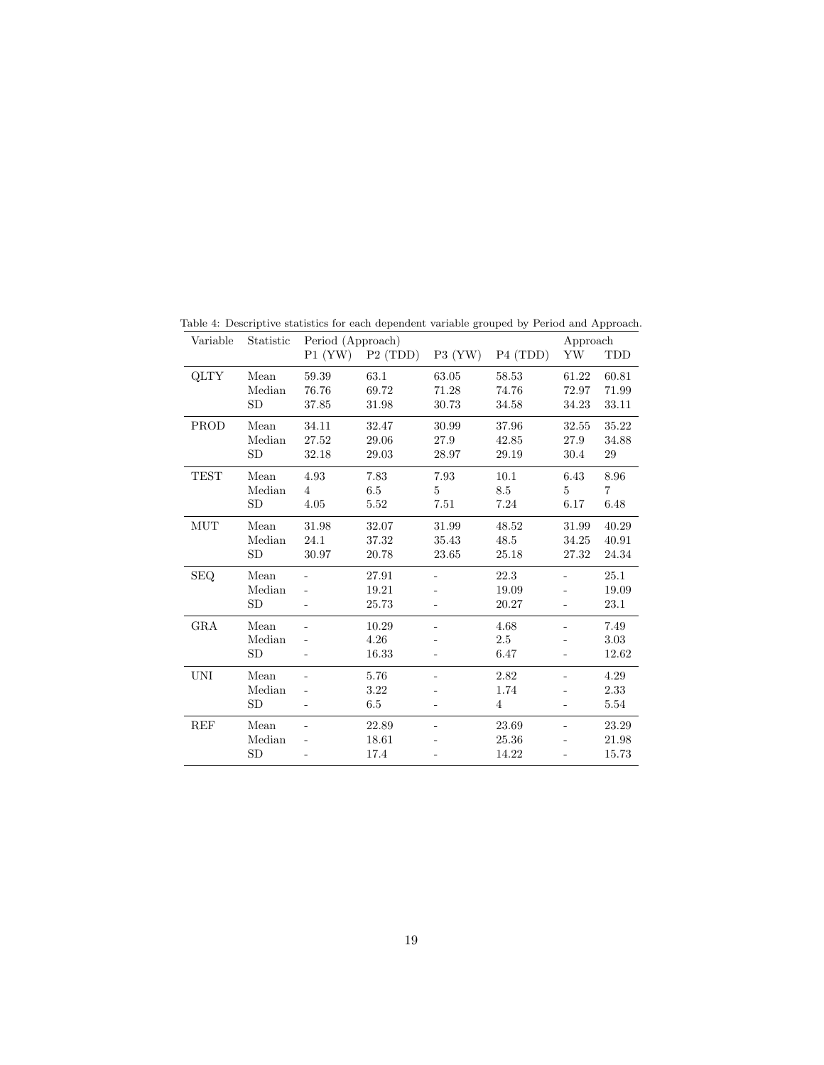Table 4: Descriptive statistics for each dependent variable grouped by Period and Approach.

| Variable | Statistic | Period (Approach) | | | | Approach | |
|---|---|---|---|---|---|---|---|
| | | P1 (YW) | P2 (TDD) | P3 (YW) | P4 (TDD) | YW | TDD |
| QLTY | Mean | 59.39 | 63.1 | 63.05 | 58.53 | 61.22 | 60.81 |
| | Median | 76.76 | 69.72 | 71.28 | 74.76 | 72.97 | 71.99 |
| | SD | 37.85 | 31.98 | 30.73 | 34.58 | 34.23 | 33.11 |
| PROD | Mean | 34.11 | 32.47 | 30.99 | 37.96 | 32.55 | 35.22 |
| | Median | 27.52 | 29.06 | 27.9 | 42.85 | 27.9 | 34.88 |
| | SD | 32.18 | 29.03 | 28.97 | 29.19 | 30.4 | 29 |
| TEST | Mean | 4.93 | 7.83 | 7.93 | 10.1 | 6.43 | 8.96 |
| | Median | 4 | 6.5 | 5 | 8.5 | 5 | 7 |
| | SD | 4.05 | 5.52 | 7.51 | 7.24 | 6.17 | 6.48 |
| MUT | Mean | 31.98 | 32.07 | 31.99 | 48.52 | 31.99 | 40.29 |
| | Median | 24.1 | 37.32 | 35.43 | 48.5 | 34.25 | 40.91 |
| | SD | 30.97 | 20.78 | 23.65 | 25.18 | 27.32 | 24.34 |
| SEQ | Mean | - | 27.91 | - | 22.3 | - | 25.1 |
| | Median | - | 19.21 | - | 19.09 | - | 19.09 |
| | SD | - | 25.73 | - | 20.27 | - | 23.1 |
| GRA | Mean | - | 10.29 | - | 4.68 | - | 7.49 |
| | Median | - | 4.26 | - | 2.5 | - | 3.03 |
| | SD | - | 16.33 | - | 6.47 | - | 12.62 |
| UNI | Mean | - | 5.76 | - | 2.82 | - | 4.29 |
| | Median | - | 3.22 | - | 1.74 | - | 2.33 |
| | SD | - | 6.5 | - | 4 | - | 5.54 |
| REF | Mean | - | 22.89 | - | 23.69 | - | 23.29 |
| | Median | - | 18.61 | - | 25.36 | - | 21.98 |
| | SD | - | 17.4 | - | 14.22 | - | 15.73 |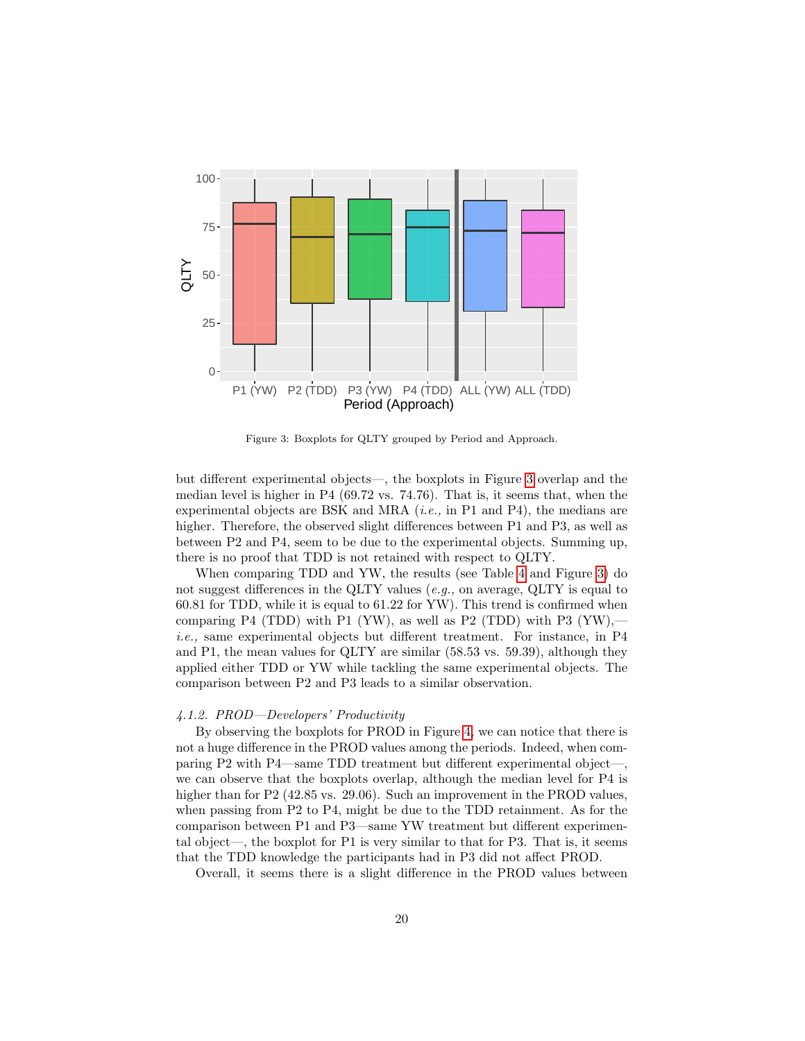Figure 3: Boxplots for QLTY grouped by Period and Approach.

but different experimental objects—, the boxplots in Figure 3 overlap and the median level is higher in P4 (69.72 vs. 74.76). That is, it seems that, when the experimental objects are BSK and MRA (*i.e.,* in P1 and P4), the medians are higher. Therefore, the observed slight differences between P1 and P3, as well as between P2 and P4, seem to be due to the experimental objects. Summing up, there is no proof that TDD is not retained with respect to QLTY.

When comparing TDD and YW, the results (see Table 4 and Figure 3) do not suggest differences in the QLTY values (*e.g.,* on average, QLTY is equal to 60.81 for TDD, while it is equal to 61.22 for YW). This trend is confirmed when comparing P4 (TDD) with P1 (YW), as well as P2 (TDD) with P3 (YW),—*i.e.,* same experimental objects but different treatment. For instance, in P4 and P1, the mean values for QLTY are similar (58.53 vs. 59.39), although they applied either TDD or YW while tackling the same experimental objects. The comparison between P2 and P3 leads to a similar observation.

#### *4.1.2. PROD—Developers' Productivity*

By observing the boxplots for PROD in Figure 4, we can notice that there is not a huge difference in the PROD values among the periods. Indeed, when comparing P2 with P4—same TDD treatment but different experimental object—, we can observe that the boxplots overlap, although the median level for P4 is higher than for P2 (42.85 vs. 29.06). Such an improvement in the PROD values, when passing from P2 to P4, might be due to the TDD retainment. As for the comparison between P1 and P3—same YW treatment but different experimental object—, the boxplot for P1 is very similar to that for P3. That is, it seems that the TDD knowledge the participants had in P3 did not affect PROD.

Overall, it seems there is a slight difference in the PROD values between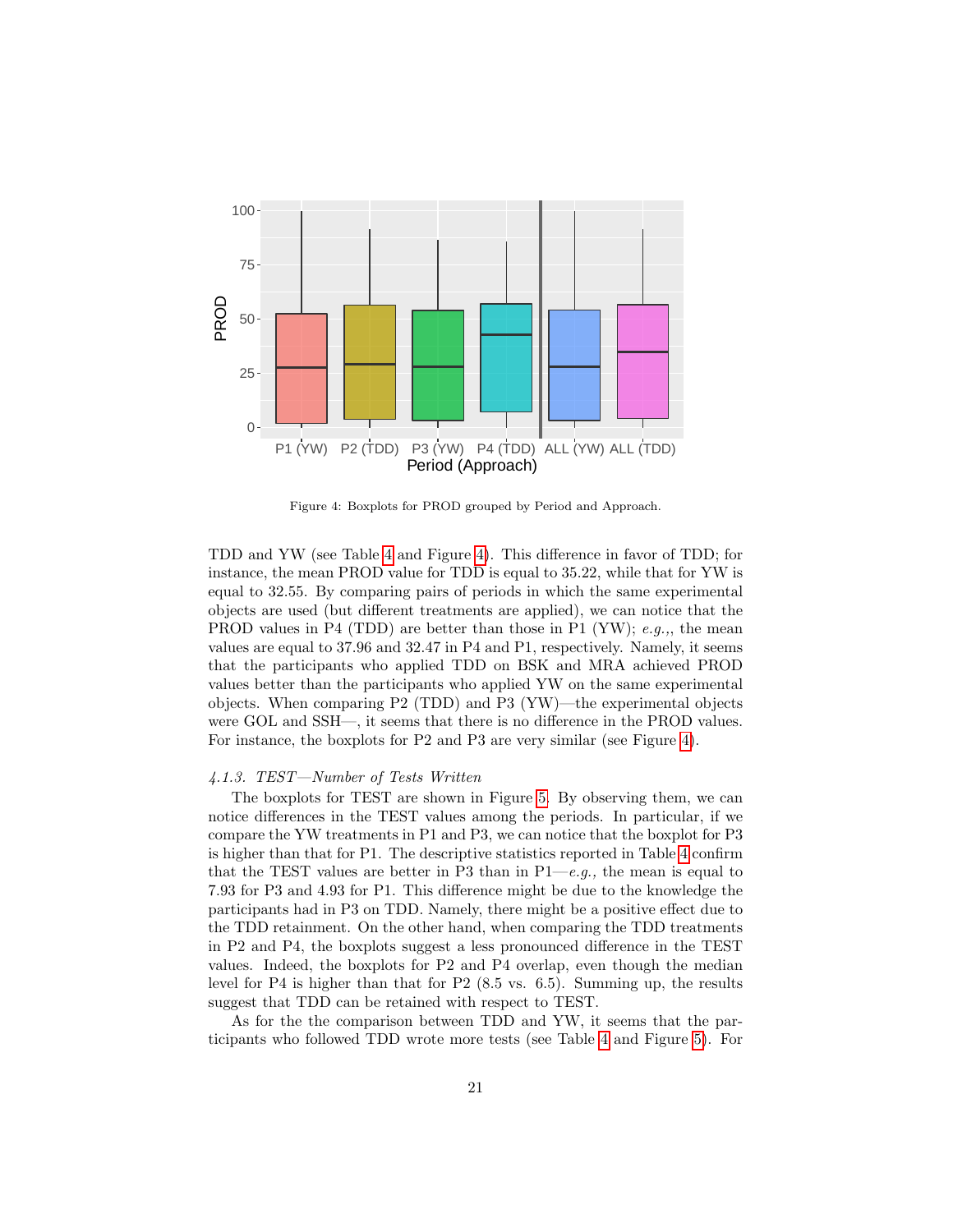Figure 4: Boxplots for PROD grouped by Period and Approach.

TDD and YW (see Table 4 and Figure 4). This difference in favor of TDD; for instance, the mean PROD value for TDD is equal to 35.22, while that for YW is equal to 32.55. By comparing pairs of periods in which the same experimental objects are used (but different treatments are applied), we can notice that the PROD values in P4 (TDD) are better than those in P1 (YW); *e.g.,*, the mean values are equal to 37.96 and 32.47 in P4 and P1, respectively. Namely, it seems that the participants who applied TDD on BSK and MRA achieved PROD values better than the participants who applied YW on the same experimental objects. When comparing P2 (TDD) and P3 (YW)—the experimental objects were GOL and SSH—, it seems that there is no difference in the PROD values. For instance, the boxplots for P2 and P3 are very similar (see Figure 4).

#### *4.1.3. TEST—Number of Tests Written*

The boxplots for TEST are shown in Figure 5. By observing them, we can notice differences in the TEST values among the periods. In particular, if we compare the YW treatments in P1 and P3, we can notice that the boxplot for P3 is higher than that for P1. The descriptive statistics reported in Table 4 confirm that the TEST values are better in P3 than in P1—*e.g.,* the mean is equal to 7.93 for P3 and 4.93 for P1. This difference might be due to the knowledge the participants had in P3 on TDD. Namely, there might be a positive effect due to the TDD retainment. On the other hand, when comparing the TDD treatments in P2 and P4, the boxplots suggest a less pronounced difference in the TEST values. Indeed, the boxplots for P2 and P4 overlap, even though the median level for P4 is higher than that for P2 (8.5 vs. 6.5). Summing up, the results suggest that TDD can be retained with respect to TEST.

As for the the comparison between TDD and YW, it seems that the participants who followed TDD wrote more tests (see Table 4 and Figure 5). For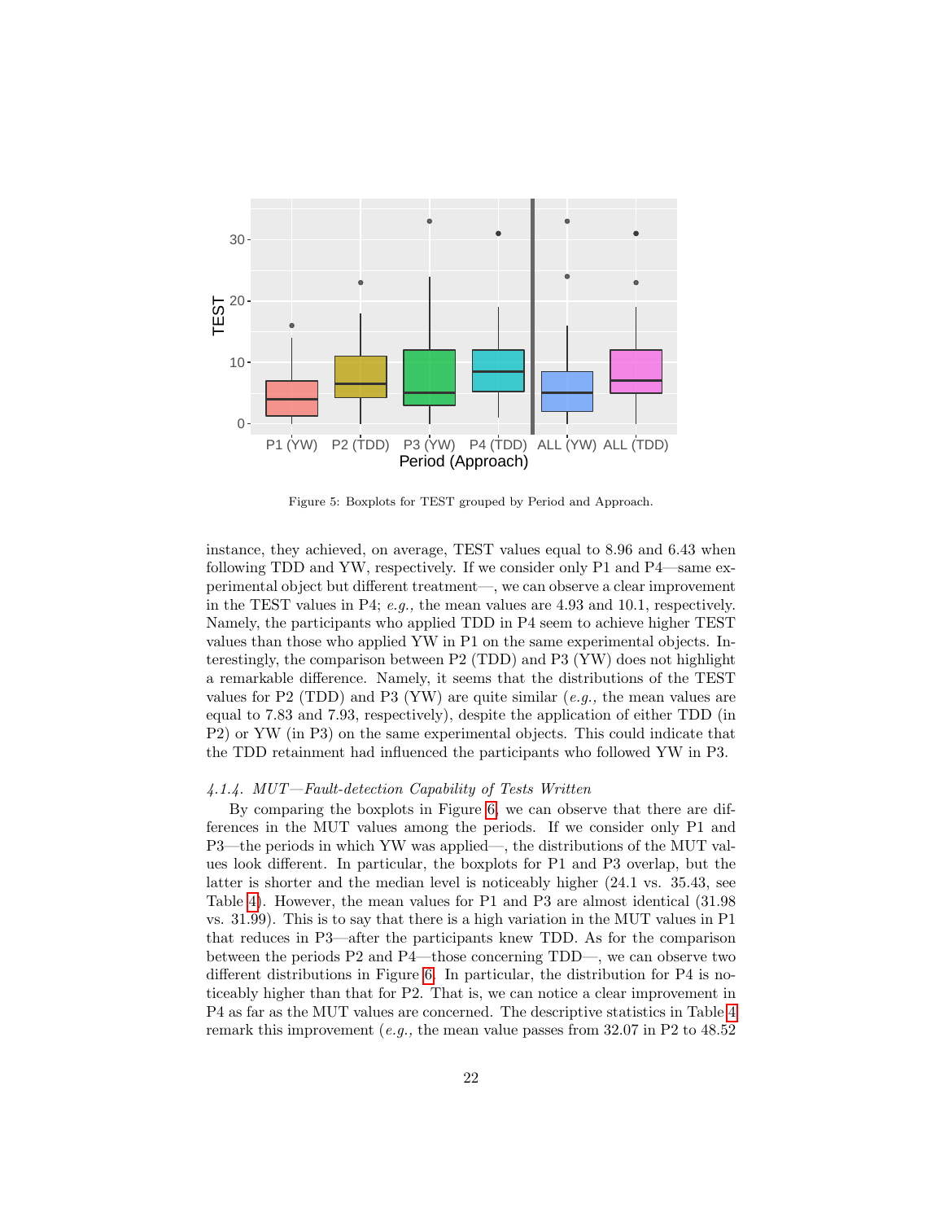Figure 5: Boxplots for TEST grouped by Period and Approach.

instance, they achieved, on average, TEST values equal to 8.96 and 6.43 when following TDD and YW, respectively. If we consider only P1 and P4—same experimental object but different treatment—, we can observe a clear improvement in the TEST values in P4; *e.g.,* the mean values are 4.93 and 10.1, respectively. Namely, the participants who applied TDD in P4 seem to achieve higher TEST values than those who applied YW in P1 on the same experimental objects. Interestingly, the comparison between P2 (TDD) and P3 (YW) does not highlight a remarkable difference. Namely, it seems that the distributions of the TEST values for P2 (TDD) and P3 (YW) are quite similar (*e.g.,* the mean values are equal to 7.83 and 7.93, respectively), despite the application of either TDD (in P2) or YW (in P3) on the same experimental objects. This could indicate that the TDD retainment had influenced the participants who followed YW in P3.

#### *4.1.4. MUT—Fault-detection Capability of Tests Written*

By comparing the boxplots in Figure 6, we can observe that there are differences in the MUT values among the periods. If we consider only P1 and P3—the periods in which YW was applied—, the distributions of the MUT values look different. In particular, the boxplots for P1 and P3 overlap, but the latter is shorter and the median level is noticeably higher (24.1 vs. 35.43, see Table 4). However, the mean values for P1 and P3 are almost identical (31.98 vs. 31.99). This is to say that there is a high variation in the MUT values in P1 that reduces in P3—after the participants knew TDD. As for the comparison between the periods P2 and P4—those concerning TDD—, we can observe two different distributions in Figure 6. In particular, the distribution for P4 is noticeably higher than that for P2. That is, we can notice a clear improvement in P4 as far as the MUT values are concerned. The descriptive statistics in Table 4 remark this improvement (*e.g.,* the mean value passes from 32.07 in P2 to 48.52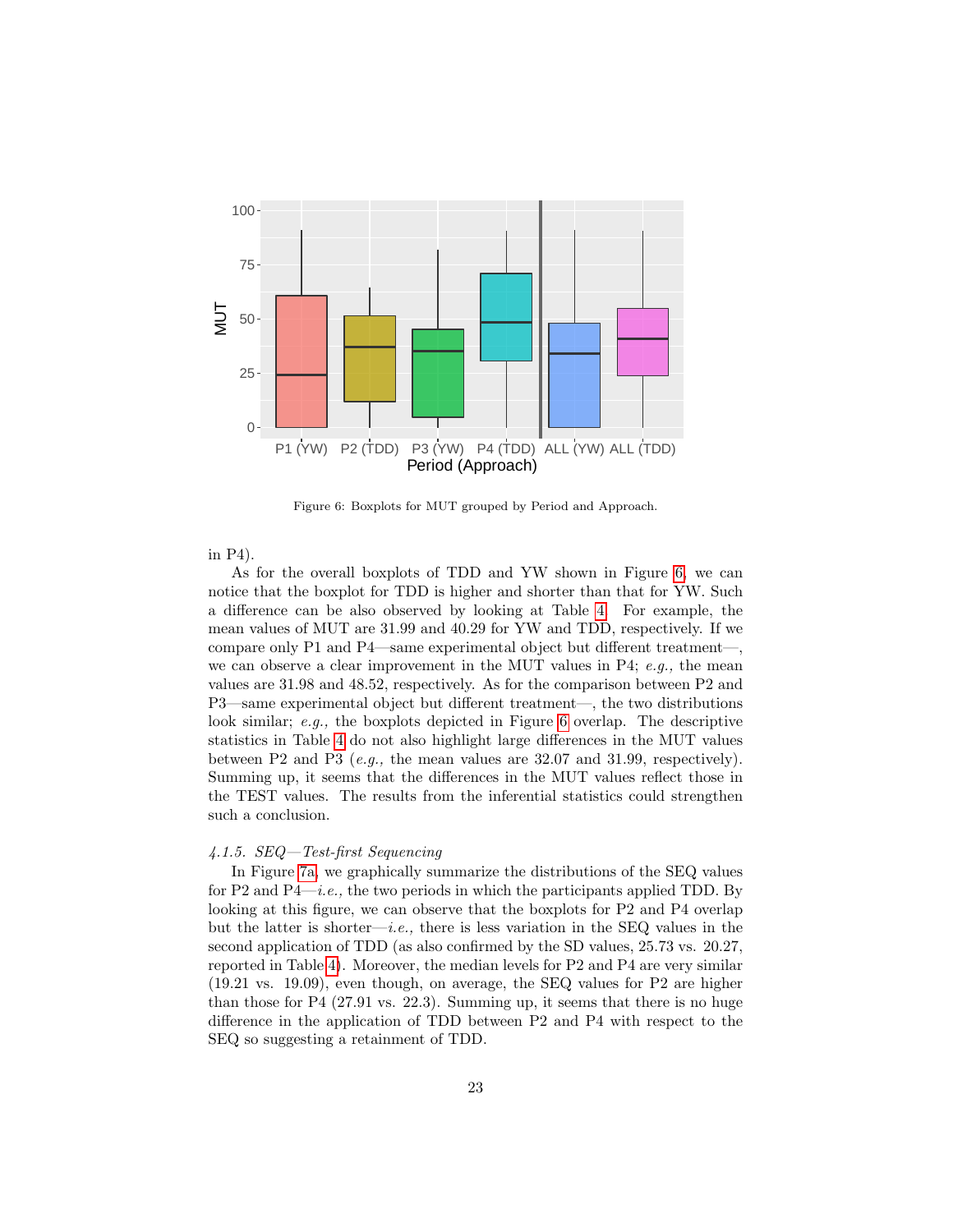Figure 6: Boxplots for MUT grouped by Period and Approach.

in P4).

As for the overall boxplots of TDD and YW shown in Figure 6, we can notice that the boxplot for TDD is higher and shorter than that for YW. Such a difference can be also observed by looking at Table 4. For example, the mean values of MUT are 31.99 and 40.29 for YW and TDD, respectively. If we compare only P1 and P4—same experimental object but different treatment—, we can observe a clear improvement in the MUT values in P4; *e.g.,* the mean values are 31.98 and 48.52, respectively. As for the comparison between P2 and P3—same experimental object but different treatment—, the two distributions look similar; *e.g.,* the boxplots depicted in Figure 6 overlap. The descriptive statistics in Table 4 do not also highlight large differences in the MUT values between P2 and P3 (*e.g.,* the mean values are 32.07 and 31.99, respectively). Summing up, it seems that the differences in the MUT values reflect those in the TEST values. The results from the inferential statistics could strengthen such a conclusion.

#### *4.1.5. SEQ—Test-first Sequencing*

In Figure 7a, we graphically summarize the distributions of the SEQ values for P2 and P4—*i.e.,* the two periods in which the participants applied TDD. By looking at this figure, we can observe that the boxplots for P2 and P4 overlap but the latter is shorter—*i.e.,* there is less variation in the SEQ values in the second application of TDD (as also confirmed by the SD values, 25.73 vs. 20.27, reported in Table 4). Moreover, the median levels for P2 and P4 are very similar (19.21 vs. 19.09), even though, on average, the SEQ values for P2 are higher than those for P4 (27.91 vs. 22.3). Summing up, it seems that there is no huge difference in the application of TDD between P2 and P4 with respect to the SEQ so suggesting a retainment of TDD.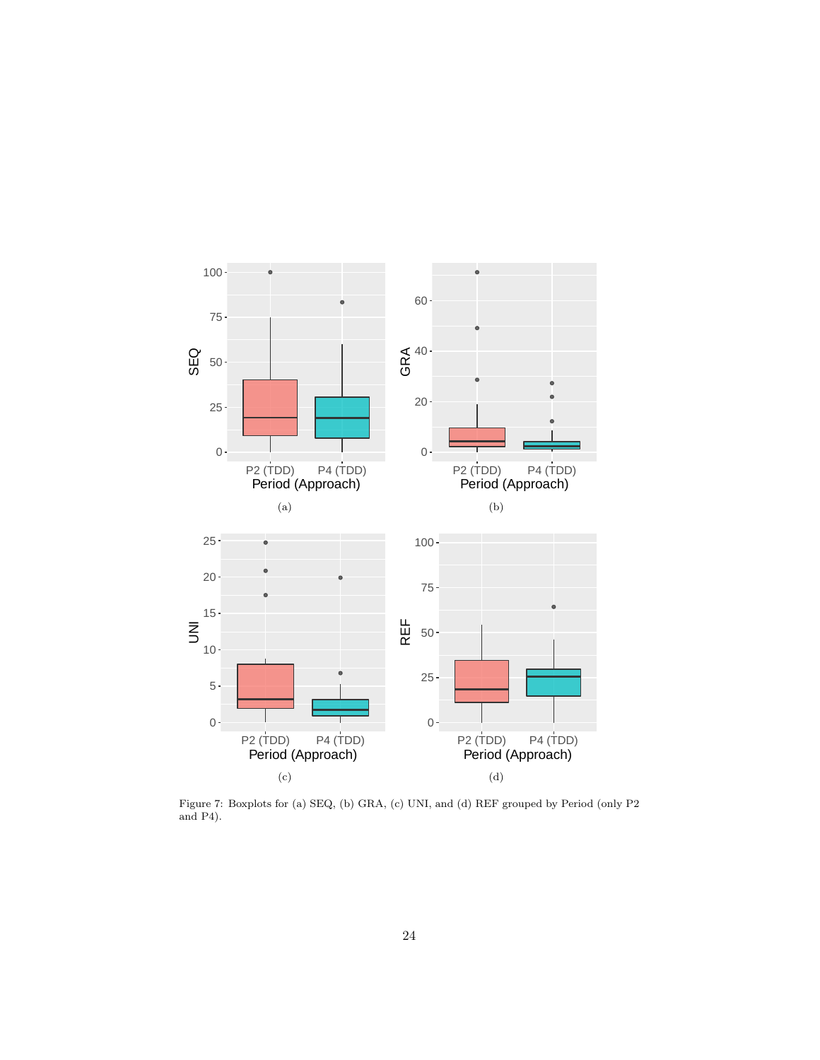Figure 7: Boxplots for (a) SEQ, (b) GRA, (c) UNI, and (d) REF grouped by Period (only P2 and P4).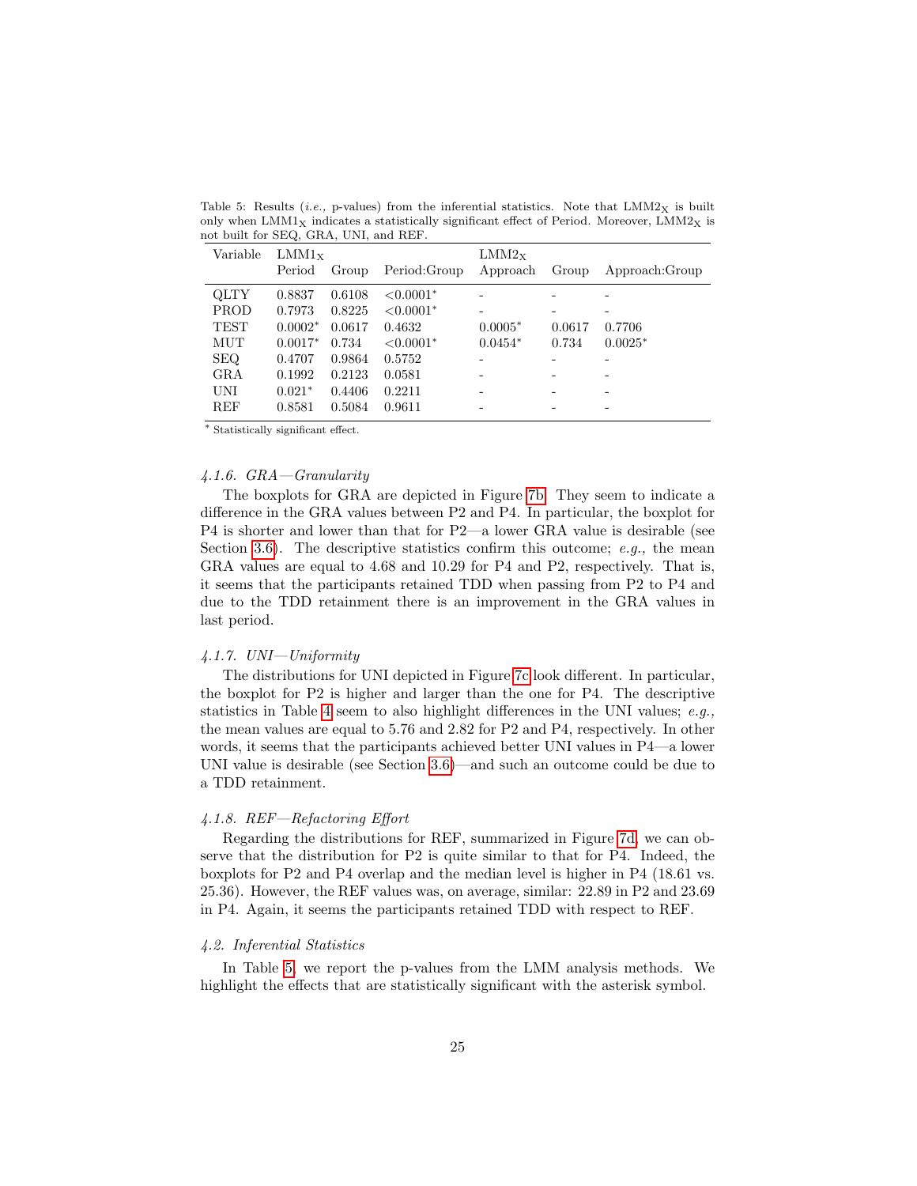Table 5: Results (*i.e.,* p-values) from the inferential statistics. Note that $LMM2_X$ is built only when $LMM1_X$ indicates a statistically significant effect of Period. Moreover, $LMM2_X$ is not built for SEQ, GRA, UNI, and REF.

| Variable | $LMM1_X$ | | | $LMM2_X$ | | |
|---|---|---|---|---|---|---|
| | Period | Group | Period:Group | Approach | Group | Approach:Group |
| QLTY | 0.8837 | 0.6108 | <0.0001* | - | - | - |
| PROD | 0.7973 | 0.8225 | <0.0001* | - | - | - |
| TEST | 0.0002* | 0.0617 | 0.4632 | 0.0005* | 0.0617 | 0.7706 |
| MUT | 0.0017* | 0.734 | <0.0001* | 0.0454* | 0.734 | 0.0025* |
| SEQ | 0.4707 | 0.9864 | 0.5752 | - | - | - |
| GRA | 0.1992 | 0.2123 | 0.0581 | - | - | - |
| UNI | 0.021* | 0.4406 | 0.2211 | - | - | - |
| REF | 0.8581 | 0.5084 | 0.9611 | - | - | - |

\* Statistically significant effect.

#### *4.1.6. GRA—Granularity*

The boxplots for GRA are depicted in Figure 7b. They seem to indicate a difference in the GRA values between P2 and P4. In particular, the boxplot for P4 is shorter and lower than that for P2—a lower GRA value is desirable (see Section 3.6). The descriptive statistics confirm this outcome; *e.g.,* the mean GRA values are equal to 4.68 and 10.29 for P4 and P2, respectively. That is, it seems that the participants retained TDD when passing from P2 to P4 and due to the TDD retainment there is an improvement in the GRA values in last period.

#### *4.1.7. UNI—Uniformity*

The distributions for UNI depicted in Figure 7c look different. In particular, the boxplot for P2 is higher and larger than the one for P4. The descriptive statistics in Table 4 seem to also highlight differences in the UNI values; *e.g.,* the mean values are equal to 5.76 and 2.82 for P2 and P4, respectively. In other words, it seems that the participants achieved better UNI values in P4—a lower UNI value is desirable (see Section 3.6)—and such an outcome could be due to a TDD retainment.

#### *4.1.8. REF—Refactoring Effort*

Regarding the distributions for REF, summarized in Figure 7d, we can observe that the distribution for P2 is quite similar to that for P4. Indeed, the boxplots for P2 and P4 overlap and the median level is higher in P4 (18.61 vs. 25.36). However, the REF values was, on average, similar: 22.89 in P2 and 23.69 in P4. Again, it seems the participants retained TDD with respect to REF.

### *4.2. Inferential Statistics*

In Table 5, we report the p-values from the LMM analysis methods. We highlight the effects that are statistically significant with the asterisk symbol.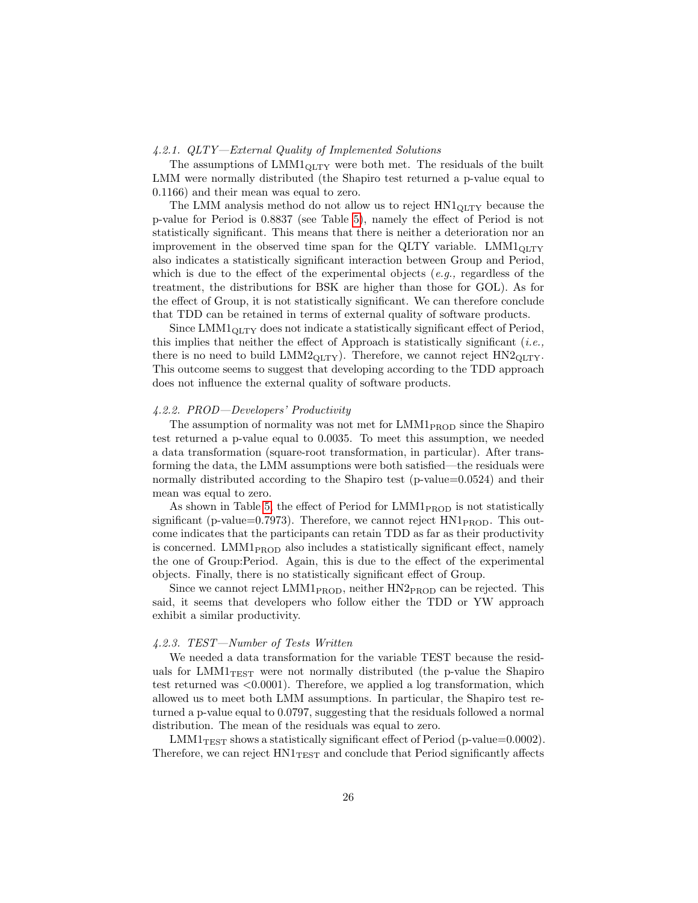#### 4.2.1. QLTY—External Quality of Implemented Solutions

The assumptions of $\text{LMM1}_{\text{QLTY}}$ were both met. The residuals of the built LMM were normally distributed (the Shapiro test returned a p-value equal to 0.1166) and their mean was equal to zero.

The LMM analysis method do not allow us to reject $\text{HN1}_{\text{QLTY}}$ because the p-value for Period is 0.8837 (see Table 5), namely the effect of Period is not statistically significant. This means that there is neither a deterioration nor an improvement in the observed time span for the QLTY variable. $\text{LMM1}_{\text{QLTY}}$ also indicates a statistically significant interaction between Group and Period, which is due to the effect of the experimental objects (*e.g.,* regardless of the treatment, the distributions for BSK are higher than those for GOL). As for the effect of Group, it is not statistically significant. We can therefore conclude that TDD can be retained in terms of external quality of software products.

Since $\text{LMM1}_{\text{QLTY}}$ does not indicate a statistically significant effect of Period, this implies that neither the effect of Approach is statistically significant (*i.e.,* there is no need to build $\text{LMM2}_{\text{QLTY}}$). Therefore, we cannot reject $\text{HN2}_{\text{QLTY}}$. This outcome seems to suggest that developing according to the TDD approach does not influence the external quality of software products.

#### 4.2.2. PROD—Developers' Productivity

The assumption of normality was not met for $\text{LMM1}_{\text{PROD}}$ since the Shapiro test returned a p-value equal to 0.0035. To meet this assumption, we needed a data transformation (square-root transformation, in particular). After transforming the data, the LMM assumptions were both satisfied—the residuals were normally distributed according to the Shapiro test (p-value=0.0524) and their mean was equal to zero.

As shown in Table 5, the effect of Period for $\text{LMM1}_{\text{PROD}}$ is not statistically significant (p-value=0.7973). Therefore, we cannot reject $\text{HN1}_{\text{PROD}}$. This outcome indicates that the participants can retain TDD as far as their productivity is concerned. $\text{LMM1}_{\text{PROD}}$ also includes a statistically significant effect, namely the one of Group:Period. Again, this is due to the effect of the experimental objects. Finally, there is no statistically significant effect of Group.

Since we cannot reject $\text{LMM1}_{\text{PROD}}$, neither $\text{HN2}_{\text{PROD}}$ can be rejected. This said, it seems that developers who follow either the TDD or YW approach exhibit a similar productivity.

#### 4.2.3. TEST—Number of Tests Written

We needed a data transformation for the variable TEST because the residuals for $\text{LMM1}_{\text{TEST}}$ were not normally distributed (the p-value the Shapiro test returned was <0.0001). Therefore, we applied a log transformation, which allowed us to meet both LMM assumptions. In particular, the Shapiro test returned a p-value equal to 0.0797, suggesting that the residuals followed a normal distribution. The mean of the residuals was equal to zero.

$\text{LMM1}_{\text{TEST}}$ shows a statistically significant effect of Period (p-value=0.0002). Therefore, we can reject $\text{HN1}_{\text{TEST}}$ and conclude that Period significantly affects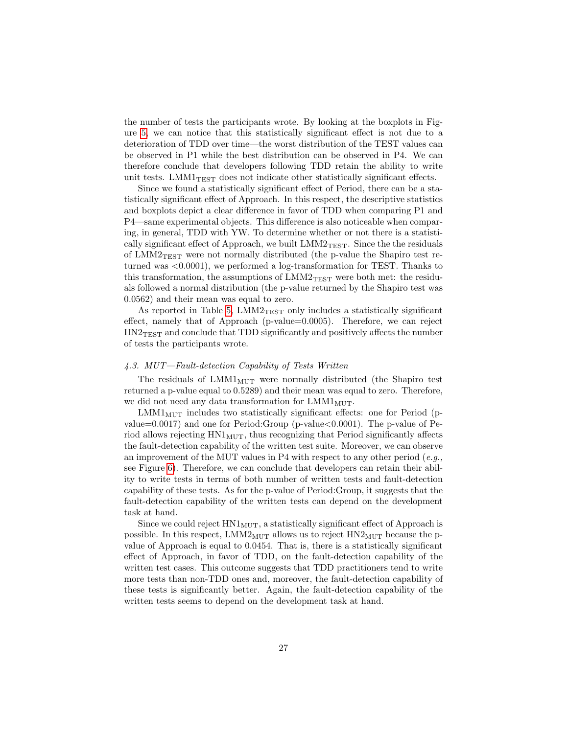the number of tests the participants wrote. By looking at the boxplots in Figure 5, we can notice that this statistically significant effect is not due to a deterioration of TDD over time—the worst distribution of the TEST values can be observed in P1 while the best distribution can be observed in P4. We can therefore conclude that developers following TDD retain the ability to write unit tests. $\text{LMM1}_{\text{TEST}}$ does not indicate other statistically significant effects.

Since we found a statistically significant effect of Period, there can be a statistically significant effect of Approach. In this respect, the descriptive statistics and boxplots depict a clear difference in favor of TDD when comparing P1 and P4—same experimental objects. This difference is also noticeable when comparing, in general, TDD with YW. To determine whether or not there is a statistically significant effect of Approach, we built $\text{LMM2}_{\text{TEST}}$. Since the the residuals of $\text{LMM2}_{\text{TEST}}$ were not normally distributed (the p-value the Shapiro test returned was <0.0001), we performed a log-transformation for TEST. Thanks to this transformation, the assumptions of $\text{LMM2}_{\text{TEST}}$ were both met: the residuals followed a normal distribution (the p-value returned by the Shapiro test was 0.0562) and their mean was equal to zero.

As reported in Table 5, $\text{LMM2}_{\text{TEST}}$ only includes a statistically significant effect, namely that of Approach (p-value=0.0005). Therefore, we can reject $\text{HN2}_{\text{TEST}}$ and conclude that TDD significantly and positively affects the number of tests the participants wrote.

### *4.3. MUT—Fault-detection Capability of Tests Written*

The residuals of $\text{LMM1}_{\text{MUT}}$ were normally distributed (the Shapiro test returned a p-value equal to 0.5289) and their mean was equal to zero. Therefore, we did not need any data transformation for $\text{LMM1}_{\text{MUT}}$.

$\text{LMM1}_{\text{MUT}}$ includes two statistically significant effects: one for Period (p-value=0.0017) and one for Period:Group (p-value<0.0001). The p-value of Period allows rejecting $\text{HN1}_{\text{MUT}}$, thus recognizing that Period significantly affects the fault-detection capability of the written test suite. Moreover, we can observe an improvement of the MUT values in P4 with respect to any other period (*e.g.,* see Figure 6). Therefore, we can conclude that developers can retain their ability to write tests in terms of both number of written tests and fault-detection capability of these tests. As for the p-value of Period:Group, it suggests that the fault-detection capability of the written tests can depend on the development task at hand.

Since we could reject $\text{HN1}_{\text{MUT}}$, a statistically significant effect of Approach is possible. In this respect, $\text{LMM2}_{\text{MUT}}$ allows us to reject $\text{HN2}_{\text{MUT}}$ because the p-value of Approach is equal to 0.0454. That is, there is a statistically significant effect of Approach, in favor of TDD, on the fault-detection capability of the written test cases. This outcome suggests that TDD practitioners tend to write more tests than non-TDD ones and, moreover, the fault-detection capability of these tests is significantly better. Again, the fault-detection capability of the written tests seems to depend on the development task at hand.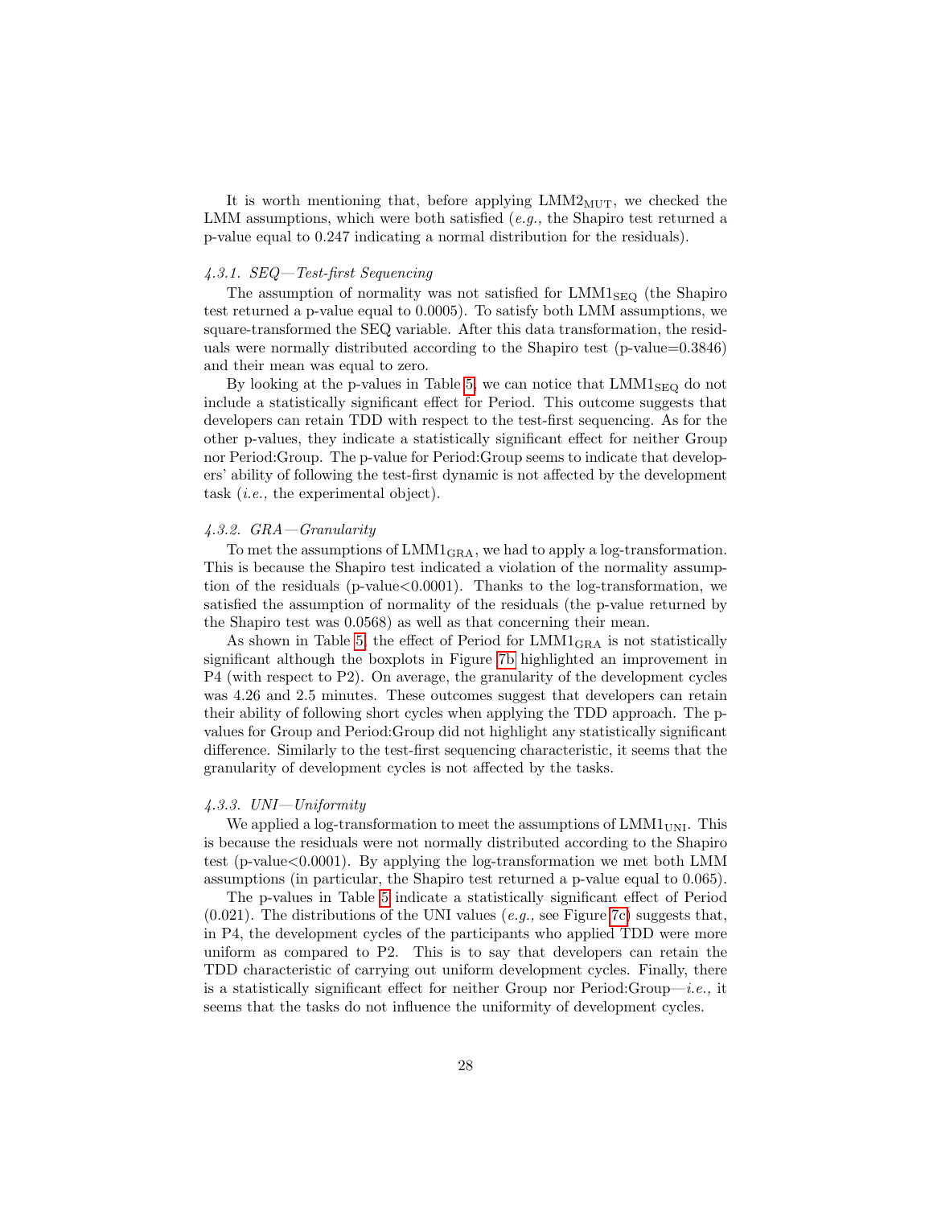It is worth mentioning that, before applying $\text{LMM2}_{\text{MUT}}$, we checked the LMM assumptions, which were both satisfied (*e.g.,* the Shapiro test returned a p-value equal to 0.247 indicating a normal distribution for the residuals).

#### *4.3.1. SEQ—Test-first Sequencing*

The assumption of normality was not satisfied for $\text{LMM1}_{\text{SEQ}}$ (the Shapiro test returned a p-value equal to 0.0005). To satisfy both LMM assumptions, we square-transformed the SEQ variable. After this data transformation, the residuals were normally distributed according to the Shapiro test (p-value=0.3846) and their mean was equal to zero.

By looking at the p-values in Table 5, we can notice that $\text{LMM1}_{\text{SEQ}}$ do not include a statistically significant effect for Period. This outcome suggests that developers can retain TDD with respect to the test-first sequencing. As for the other p-values, they indicate a statistically significant effect for neither Group nor Period:Group. The p-value for Period:Group seems to indicate that developers' ability of following the test-first dynamic is not affected by the development task (*i.e.,* the experimental object).

#### *4.3.2. GRA—Granularity*

To met the assumptions of $\text{LMM1}_{\text{GRA}}$, we had to apply a log-transformation. This is because the Shapiro test indicated a violation of the normality assumption of the residuals (p-value<0.0001). Thanks to the log-transformation, we satisfied the assumption of normality of the residuals (the p-value returned by the Shapiro test was 0.0568) as well as that concerning their mean.

As shown in Table 5, the effect of Period for $\text{LMM1}_{\text{GRA}}$ is not statistically significant although the boxplots in Figure 7b highlighted an improvement in P4 (with respect to P2). On average, the granularity of the development cycles was 4.26 and 2.5 minutes. These outcomes suggest that developers can retain their ability of following short cycles when applying the TDD approach. The p-values for Group and Period:Group did not highlight any statistically significant difference. Similarly to the test-first sequencing characteristic, it seems that the granularity of development cycles is not affected by the tasks.

#### *4.3.3. UNI—Uniformity*

We applied a log-transformation to meet the assumptions of $\text{LMM1}_{\text{UNI}}$. This is because the residuals were not normally distributed according to the Shapiro test (p-value<0.0001). By applying the log-transformation we met both LMM assumptions (in particular, the Shapiro test returned a p-value equal to 0.065).

The p-values in Table 5 indicate a statistically significant effect of Period (0.021). The distributions of the UNI values (*e.g.,* see Figure 7c) suggests that, in P4, the development cycles of the participants who applied TDD were more uniform as compared to P2. This is to say that developers can retain the TDD characteristic of carrying out uniform development cycles. Finally, there is a statistically significant effect for neither Group nor Period:Group—*i.e.,* it seems that the tasks do not influence the uniformity of development cycles.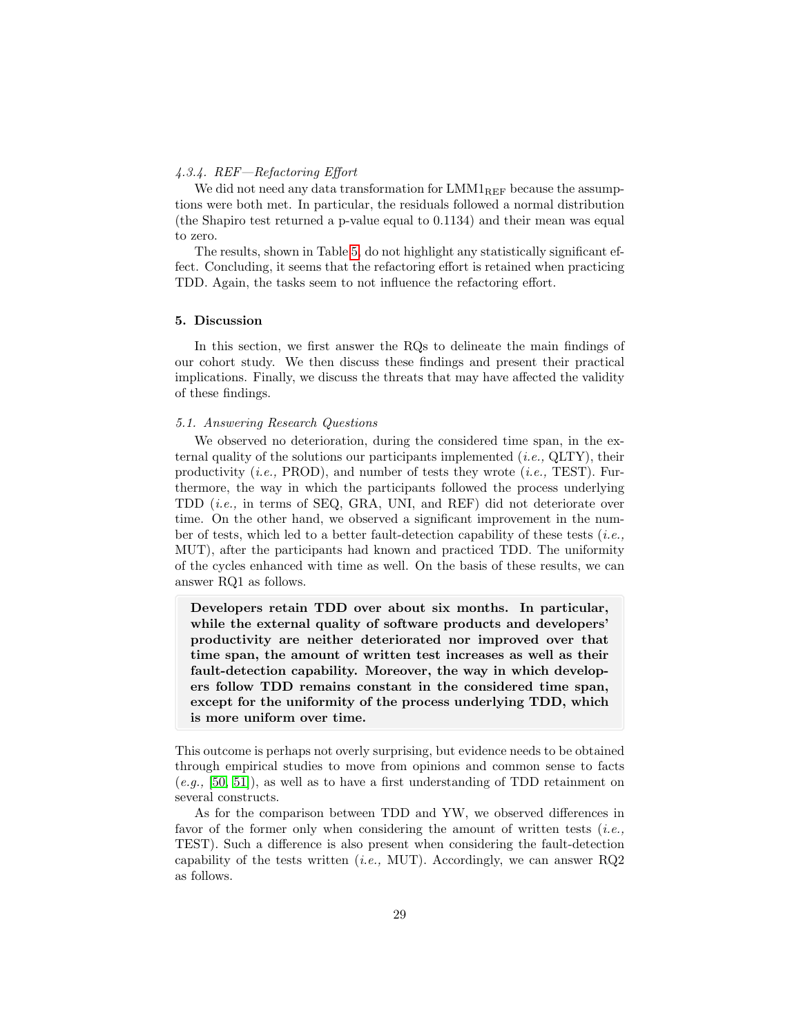#### 4.3.4. REF—Refactoring Effort

We did not need any data transformation for $LMM1_{REF}$ because the assumptions were both met. In particular, the residuals followed a normal distribution (the Shapiro test returned a p-value equal to 0.1134) and their mean was equal to zero.

The results, shown in Table 5, do not highlight any statistically significant effect. Concluding, it seems that the refactoring effort is retained when practicing TDD. Again, the tasks seem to not influence the refactoring effort.

## 5. Discussion

In this section, we first answer the RQs to delineate the main findings of our cohort study. We then discuss these findings and present their practical implications. Finally, we discuss the threats that may have affected the validity of these findings.

### 5.1. Answering Research Questions

We observed no deterioration, during the considered time span, in the external quality of the solutions our participants implemented (*i.e.,* QLTY), their productivity (*i.e.,* PROD), and number of tests they wrote (*i.e.,* TEST). Furthermore, the way in which the participants followed the process underlying TDD (*i.e.,* in terms of SEQ, GRA, UNI, and REF) did not deteriorate over time. On the other hand, we observed a significant improvement in the number of tests, which led to a better fault-detection capability of these tests (*i.e.,* MUT), after the participants had known and practiced TDD. The uniformity of the cycles enhanced with time as well. On the basis of these results, we can answer RQ1 as follows.

> **Developers retain TDD over about six months. In particular, while the external quality of software products and developers' productivity are neither deteriorated nor improved over that time span, the amount of written test increases as well as their fault-detection capability. Moreover, the way in which developers follow TDD remains constant in the considered time span, except for the uniformity of the process underlying TDD, which is more uniform over time.**

This outcome is perhaps not overly surprising, but evidence needs to be obtained through empirical studies to move from opinions and common sense to facts (*e.g.,* [50, 51]), as well as to have a first understanding of TDD retainment on several constructs.

As for the comparison between TDD and YW, we observed differences in favor of the former only when considering the amount of written tests (*i.e.,* TEST). Such a difference is also present when considering the fault-detection capability of the tests written (*i.e.,* MUT). Accordingly, we can answer RQ2 as follows.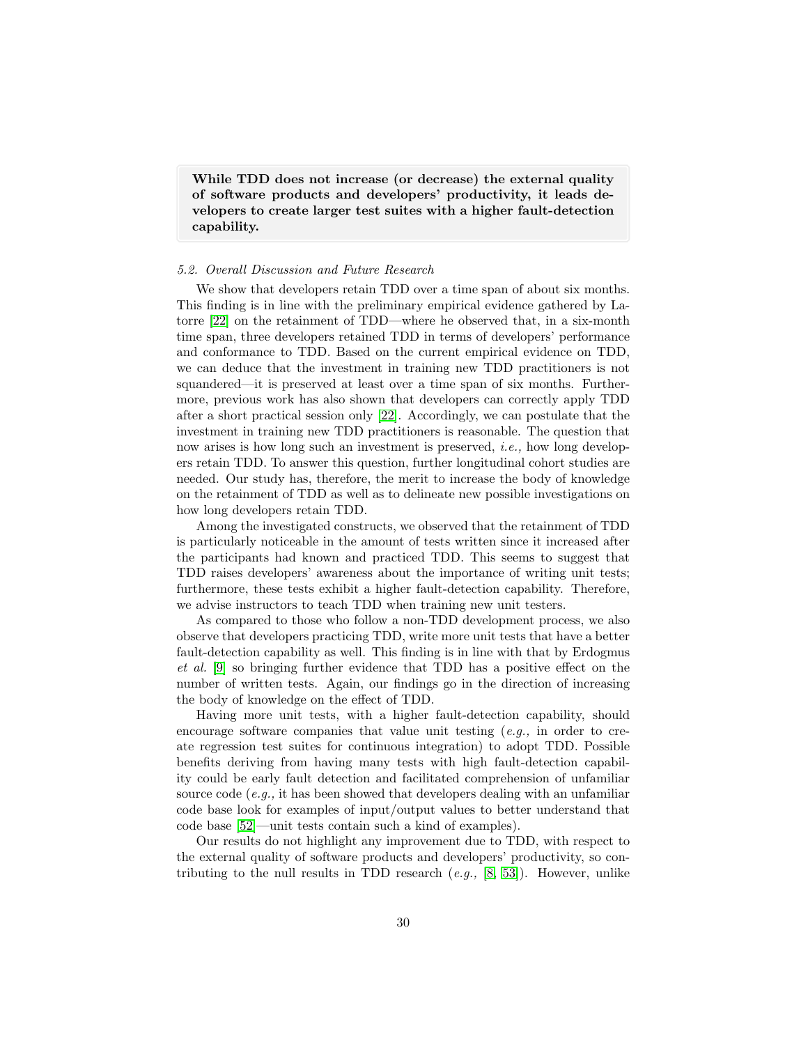**While TDD does not increase (or decrease) the external quality of software products and developers' productivity, it leads developers to create larger test suites with a higher fault-detection capability.**

### *5.2. Overall Discussion and Future Research*

We show that developers retain TDD over a time span of about six months. This finding is in line with the preliminary empirical evidence gathered by Latorre [22] on the retainment of TDD—where he observed that, in a six-month time span, three developers retained TDD in terms of developers' performance and conformance to TDD. Based on the current empirical evidence on TDD, we can deduce that the investment in training new TDD practitioners is not squandered—it is preserved at least over a time span of six months. Furthermore, previous work has also shown that developers can correctly apply TDD after a short practical session only [22]. Accordingly, we can postulate that the investment in training new TDD practitioners is reasonable. The question that now arises is how long such an investment is preserved, *i.e.,* how long developers retain TDD. To answer this question, further longitudinal cohort studies are needed. Our study has, therefore, the merit to increase the body of knowledge on the retainment of TDD as well as to delineate new possible investigations on how long developers retain TDD.

Among the investigated constructs, we observed that the retainment of TDD is particularly noticeable in the amount of tests written since it increased after the participants had known and practiced TDD. This seems to suggest that TDD raises developers' awareness about the importance of writing unit tests; furthermore, these tests exhibit a higher fault-detection capability. Therefore, we advise instructors to teach TDD when training new unit testers.

As compared to those who follow a non-TDD development process, we also observe that developers practicing TDD, write more unit tests that have a better fault-detection capability as well. This finding is in line with that by Erdogmus *et al.* [9] so bringing further evidence that TDD has a positive effect on the number of written tests. Again, our findings go in the direction of increasing the body of knowledge on the effect of TDD.

Having more unit tests, with a higher fault-detection capability, should encourage software companies that value unit testing (*e.g.,* in order to create regression test suites for continuous integration) to adopt TDD. Possible benefits deriving from having many tests with high fault-detection capability could be early fault detection and facilitated comprehension of unfamiliar source code (*e.g.,* it has been showed that developers dealing with an unfamiliar code base look for examples of input/output values to better understand that code base [52]—unit tests contain such a kind of examples).

Our results do not highlight any improvement due to TDD, with respect to the external quality of software products and developers' productivity, so contributing to the null results in TDD research (*e.g.,* [8, 53]). However, unlike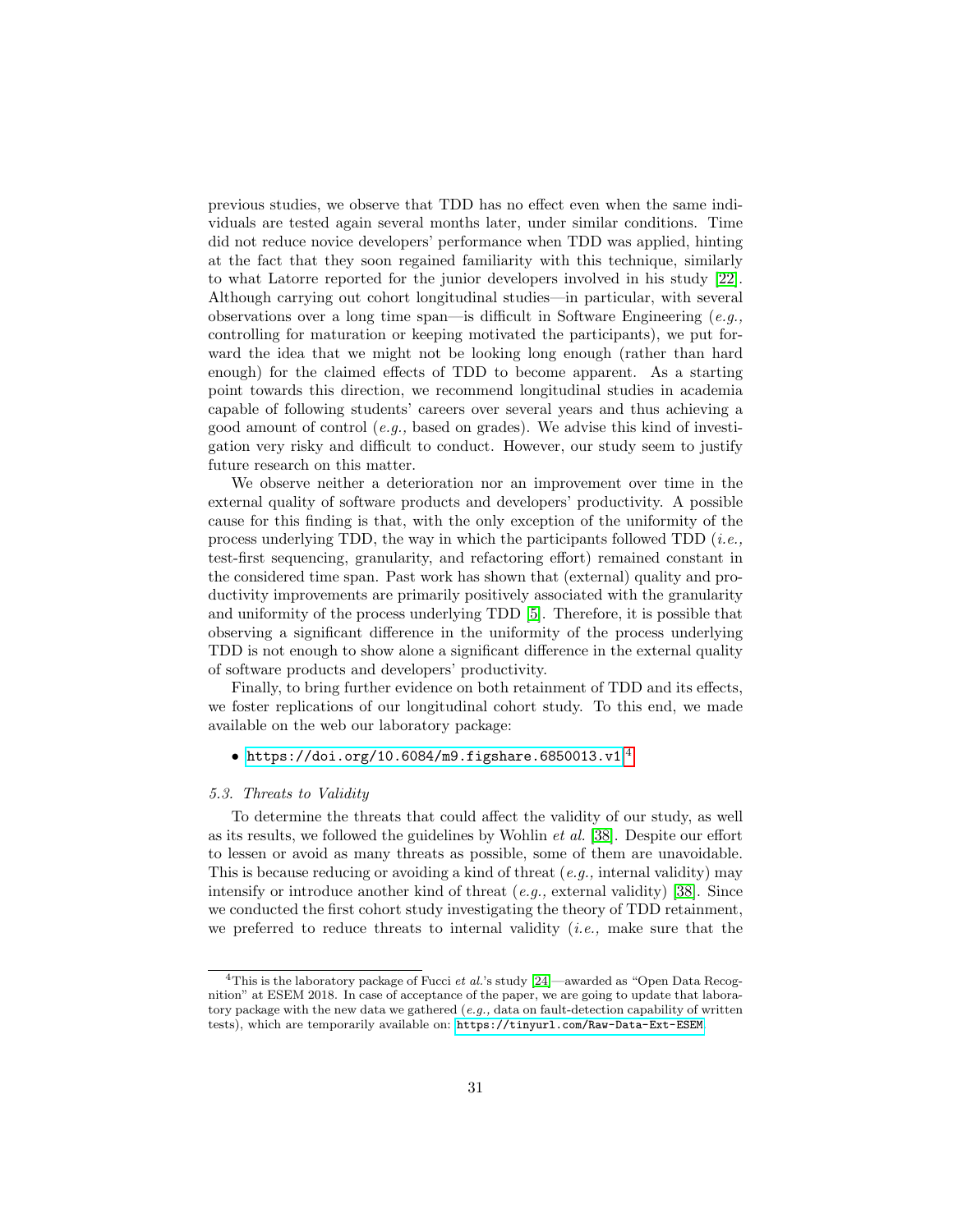previous studies, we observe that TDD has no effect even when the same individuals are tested again several months later, under similar conditions. Time did not reduce novice developers' performance when TDD was applied, hinting at the fact that they soon regained familiarity with this technique, similarly to what Latorre reported for the junior developers involved in his study [22]. Although carrying out cohort longitudinal studies—in particular, with several observations over a long time span—is difficult in Software Engineering (*e.g.,* controlling for maturation or keeping motivated the participants), we put forward the idea that we might not be looking long enough (rather than hard enough) for the claimed effects of TDD to become apparent. As a starting point towards this direction, we recommend longitudinal studies in academia capable of following students' careers over several years and thus achieving a good amount of control (*e.g.,* based on grades). We advise this kind of investigation very risky and difficult to conduct. However, our study seem to justify future research on this matter.

We observe neither a deterioration nor an improvement over time in the external quality of software products and developers' productivity. A possible cause for this finding is that, with the only exception of the uniformity of the process underlying TDD, the way in which the participants followed TDD (*i.e.,* test-first sequencing, granularity, and refactoring effort) remained constant in the considered time span. Past work has shown that (external) quality and productivity improvements are primarily positively associated with the granularity and uniformity of the process underlying TDD [5]. Therefore, it is possible that observing a significant difference in the uniformity of the process underlying TDD is not enough to show alone a significant difference in the external quality of software products and developers' productivity.

Finally, to bring further evidence on both retainment of TDD and its effects, we foster replications of our longitudinal cohort study. To this end, we made available on the web our laboratory package:

- `https://doi.org/10.6084/m9.figshare.6850013.v1` [4]

*5.3. Threats to Validity*

To determine the threats that could affect the validity of our study, as well as its results, we followed the guidelines by Wohlin *et al.* [38]. Despite our effort to lessen or avoid as many threats as possible, some of them are unavoidable. This is because reducing or avoiding a kind of threat (*e.g.,* internal validity) may intensify or introduce another kind of threat (*e.g.,* external validity) [38]. Since we conducted the first cohort study investigating the theory of TDD retainment, we preferred to reduce threats to internal validity (*i.e.,* make sure that the

[4] This is the laboratory package of Fucci *et al.*'s study [24]—awarded as "Open Data Recognition" at ESEM 2018. In case of acceptance of the paper, we are going to update that laboratory package with the new data we gathered (*e.g.,* data on fault-detection capability of written tests), which are temporarily available on: `https://tinyurl.com/Raw-Data-Ext-ESEM`.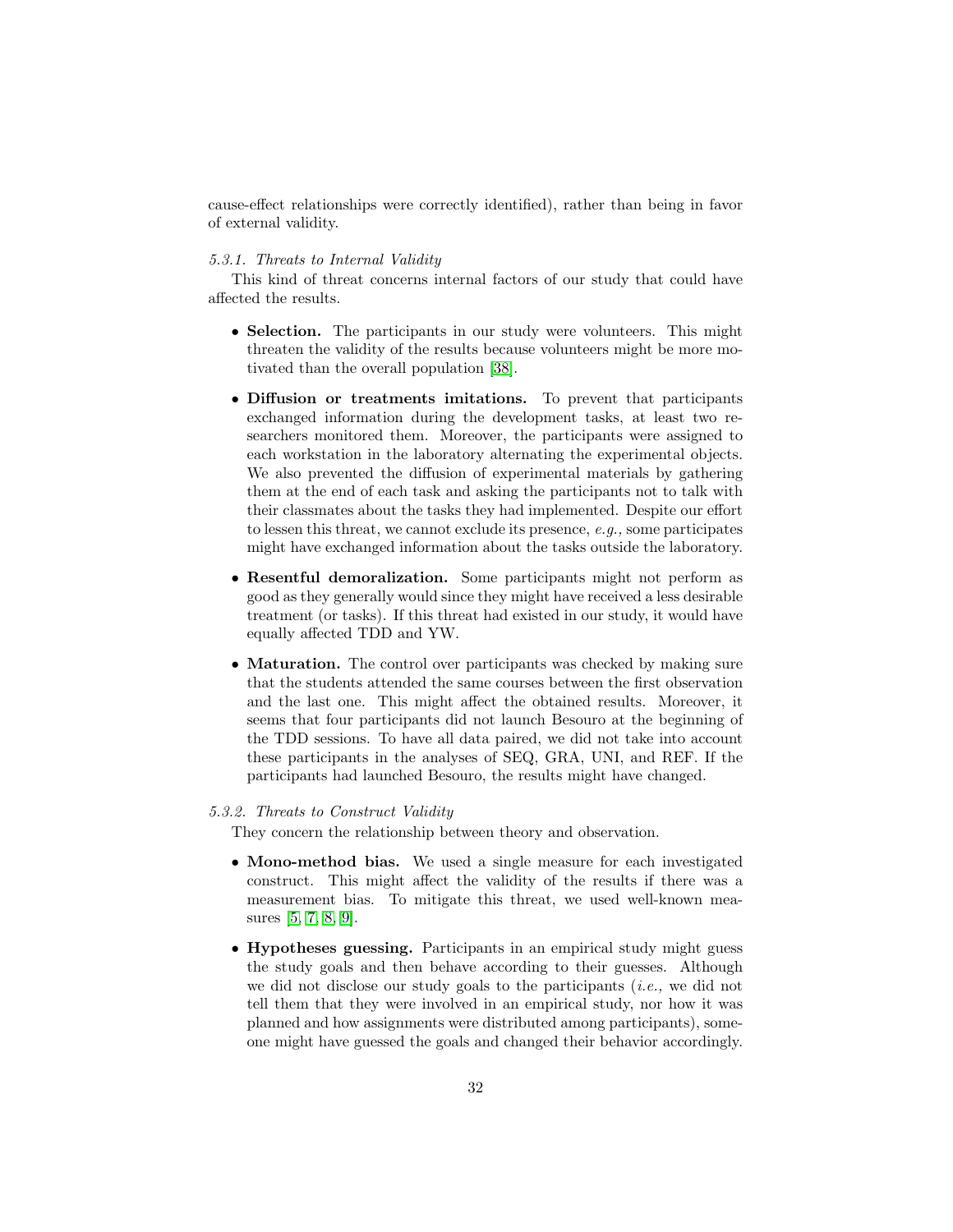cause-effect relationships were correctly identified), rather than being in favor of external validity.

#### 5.3.1. Threats to Internal Validity

This kind of threat concerns internal factors of our study that could have affected the results.

- **Selection.** The participants in our study were volunteers. This might threaten the validity of the results because volunteers might be more motivated than the overall population [38].
- **Diffusion or treatments imitations.** To prevent that participants exchanged information during the development tasks, at least two researchers monitored them. Moreover, the participants were assigned to each workstation in the laboratory alternating the experimental objects. We also prevented the diffusion of experimental materials by gathering them at the end of each task and asking the participants not to talk with their classmates about the tasks they had implemented. Despite our effort to lessen this threat, we cannot exclude its presence, *e.g.,* some participates might have exchanged information about the tasks outside the laboratory.
- **Resentful demoralization.** Some participants might not perform as good as they generally would since they might have received a less desirable treatment (or tasks). If this threat had existed in our study, it would have equally affected TDD and YW.
- **Maturation.** The control over participants was checked by making sure that the students attended the same courses between the first observation and the last one. This might affect the obtained results. Moreover, it seems that four participants did not launch Besouro at the beginning of the TDD sessions. To have all data paired, we did not take into account these participants in the analyses of SEQ, GRA, UNI, and REF. If the participants had launched Besouro, the results might have changed.

#### 5.3.2. Threats to Construct Validity

They concern the relationship between theory and observation.

- **Mono-method bias.** We used a single measure for each investigated construct. This might affect the validity of the results if there was a measurement bias. To mitigate this threat, we used well-known measures [5, 7, 8, 9].
- **Hypotheses guessing.** Participants in an empirical study might guess the study goals and then behave according to their guesses. Although we did not disclose our study goals to the participants (*i.e.,* we did not tell them that they were involved in an empirical study, nor how it was planned and how assignments were distributed among participants), someone might have guessed the goals and changed their behavior accordingly.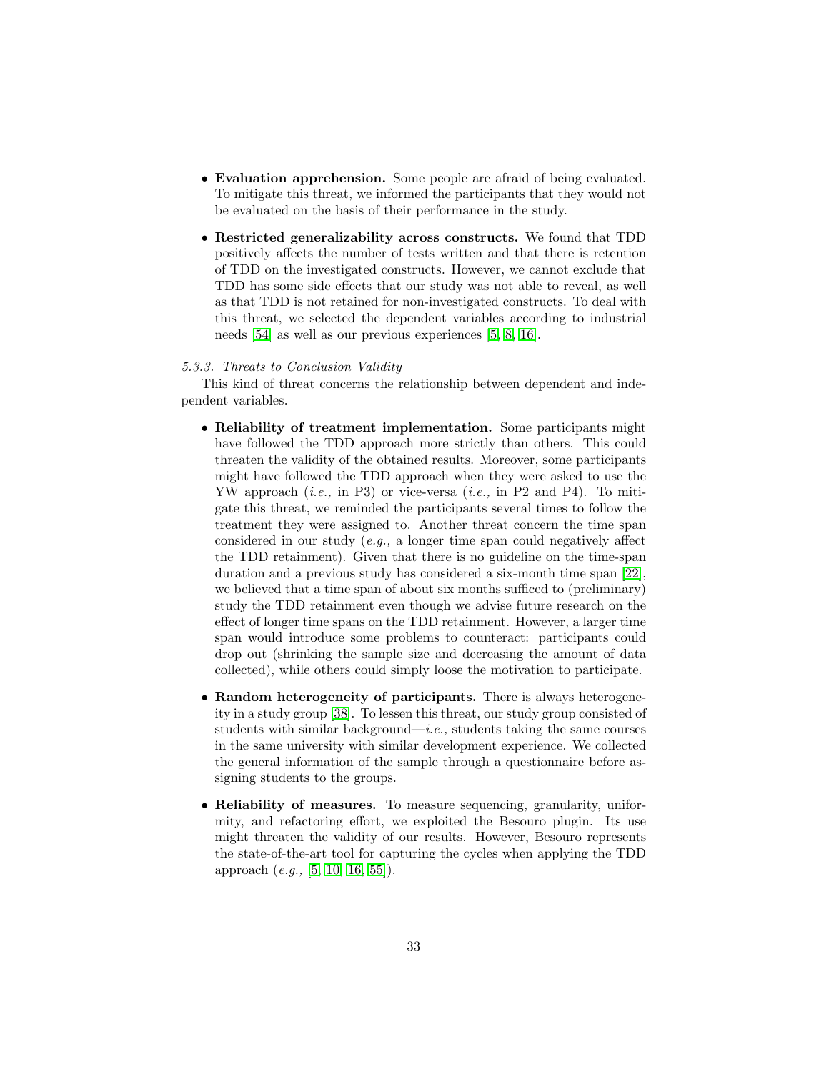- **Evaluation apprehension.** Some people are afraid of being evaluated. To mitigate this threat, we informed the participants that they would not be evaluated on the basis of their performance in the study.

- **Restricted generalizability across constructs.** We found that TDD positively affects the number of tests written and that there is retention of TDD on the investigated constructs. However, we cannot exclude that TDD has some side effects that our study was not able to reveal, as well as that TDD is not retained for non-investigated constructs. To deal with this threat, we selected the dependent variables according to industrial needs [54] as well as our previous experiences [5, 8, 16].

*5.3.3. Threats to Conclusion Validity*

This kind of threat concerns the relationship between dependent and independent variables.

- **Reliability of treatment implementation.** Some participants might have followed the TDD approach more strictly than others. This could threaten the validity of the obtained results. Moreover, some participants might have followed the TDD approach when they were asked to use the YW approach (*i.e.,* in P3) or vice-versa (*i.e.,* in P2 and P4). To mitigate this threat, we reminded the participants several times to follow the treatment they were assigned to. Another threat concern the time span considered in our study (*e.g.,* a longer time span could negatively affect the TDD retainment). Given that there is no guideline on the time-span duration and a previous study has considered a six-month time span [22], we believed that a time span of about six months sufficed to (preliminary) study the TDD retainment even though we advise future research on the effect of longer time spans on the TDD retainment. However, a larger time span would introduce some problems to counteract: participants could drop out (shrinking the sample size and decreasing the amount of data collected), while others could simply loose the motivation to participate.

- **Random heterogeneity of participants.** There is always heterogeneity in a study group [38]. To lessen this threat, our study group consisted of students with similar background—*i.e.,* students taking the same courses in the same university with similar development experience. We collected the general information of the sample through a questionnaire before assigning students to the groups.

- **Reliability of measures.** To measure sequencing, granularity, uniformity, and refactoring effort, we exploited the Besouro plugin. Its use might threaten the validity of our results. However, Besouro represents the state-of-the-art tool for capturing the cycles when applying the TDD approach (*e.g.,* [5, 10, 16, 55]).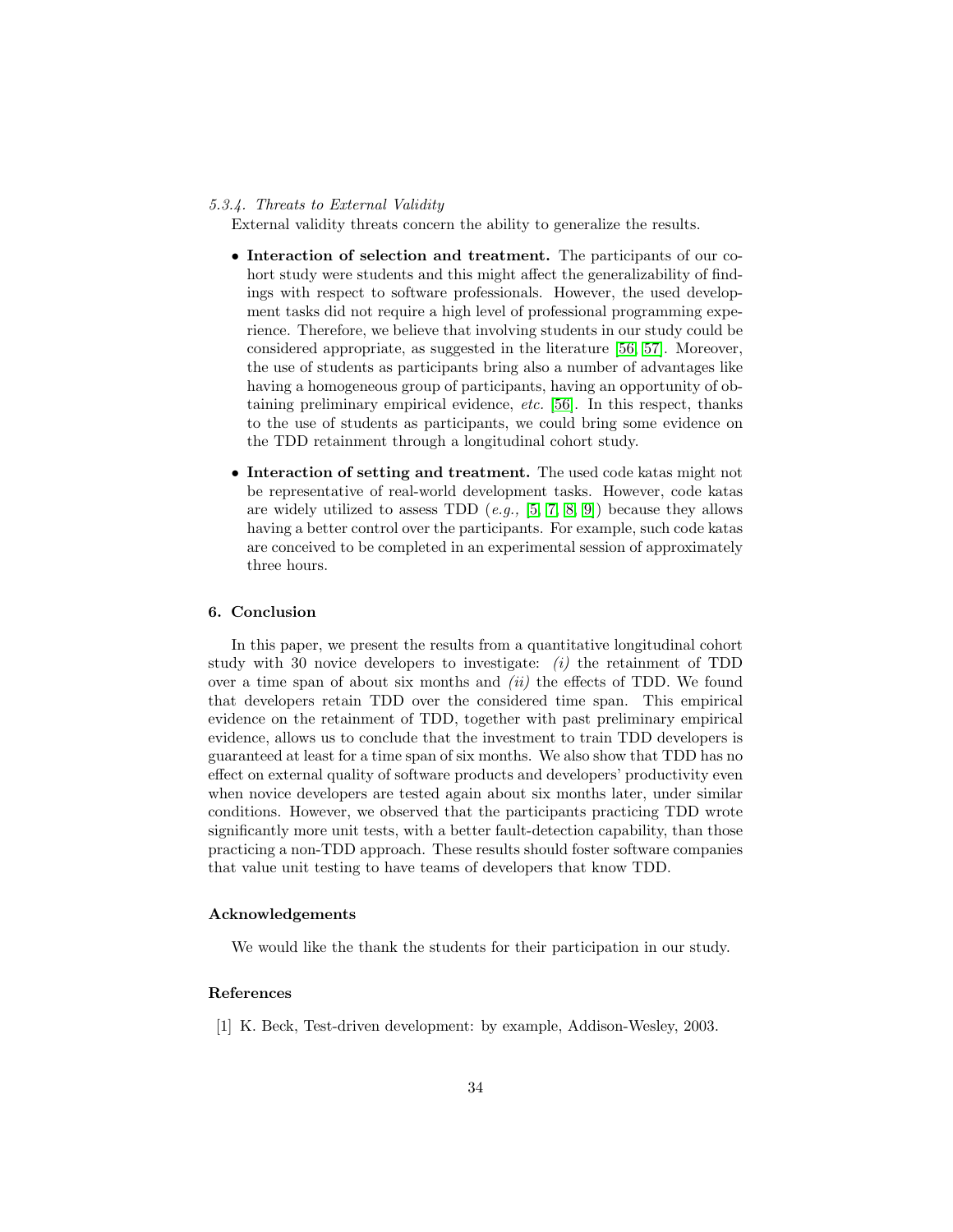#### 5.3.4. Threats to External Validity

External validity threats concern the ability to generalize the results.

- **Interaction of selection and treatment.** The participants of our cohort study were students and this might affect the generalizability of findings with respect to software professionals. However, the used development tasks did not require a high level of professional programming experience. Therefore, we believe that involving students in our study could be considered appropriate, as suggested in the literature [56, 57]. Moreover, the use of students as participants bring also a number of advantages like having a homogeneous group of participants, having an opportunity of obtaining preliminary empirical evidence, *etc.* [56]. In this respect, thanks to the use of students as participants, we could bring some evidence on the TDD retainment through a longitudinal cohort study.

- **Interaction of setting and treatment.** The used code katas might not be representative of real-world development tasks. However, code katas are widely utilized to assess TDD (*e.g.,* [5, 7, 8, 9]) because they allows having a better control over the participants. For example, such code katas are conceived to be completed in an experimental session of approximately three hours.

## 6. Conclusion

In this paper, we present the results from a quantitative longitudinal cohort study with 30 novice developers to investigate: *(i)* the retainment of TDD over a time span of about six months and *(ii)* the effects of TDD. We found that developers retain TDD over the considered time span. This empirical evidence on the retainment of TDD, together with past preliminary empirical evidence, allows us to conclude that the investment to train TDD developers is guaranteed at least for a time span of six months. We also show that TDD has no effect on external quality of software products and developers' productivity even when novice developers are tested again about six months later, under similar conditions. However, we observed that the participants practicing TDD wrote significantly more unit tests, with a better fault-detection capability, than those practicing a non-TDD approach. These results should foster software companies that value unit testing to have teams of developers that know TDD.

## Acknowledgements

We would like the thank the students for their participation in our study.

## References

[1] K. Beck, Test-driven development: by example, Addison-Wesley, 2003.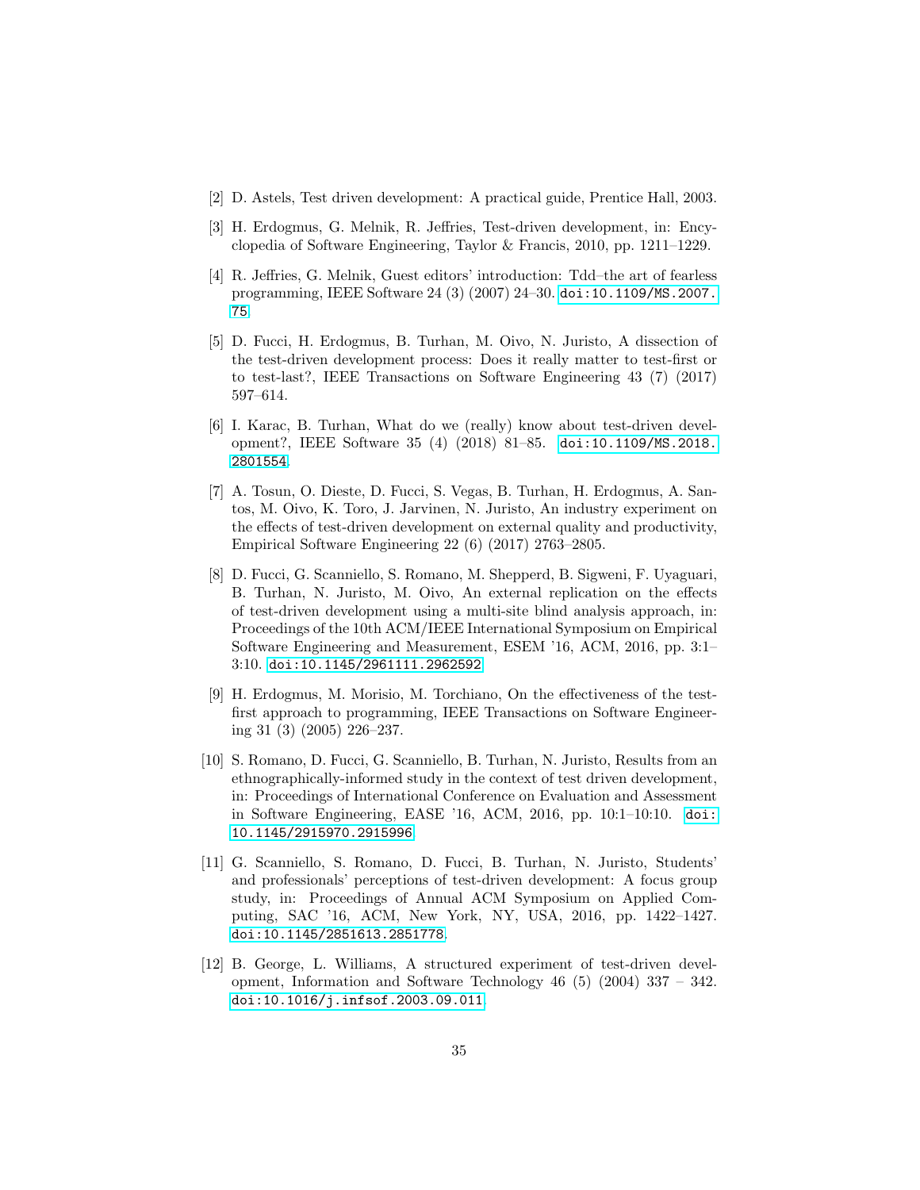[2] D. Astels, Test driven development: A practical guide, Prentice Hall, 2003.

[3] H. Erdogmus, G. Melnik, R. Jeffries, Test-driven development, in: Encyclopedia of Software Engineering, Taylor & Francis, 2010, pp. 1211–1229.

[4] R. Jeffries, G. Melnik, Guest editors' introduction: Tdd–the art of fearless programming, IEEE Software 24 (3) (2007) 24–30. doi:10.1109/MS.2007.75.

[5] D. Fucci, H. Erdogmus, B. Turhan, M. Oivo, N. Juristo, A dissection of the test-driven development process: Does it really matter to test-first or to test-last?, IEEE Transactions on Software Engineering 43 (7) (2017) 597–614.

[6] I. Karac, B. Turhan, What do we (really) know about test-driven development?, IEEE Software 35 (4) (2018) 81–85. doi:10.1109/MS.2018.2801554.

[7] A. Tosun, O. Dieste, D. Fucci, S. Vegas, B. Turhan, H. Erdogmus, A. Santos, M. Oivo, K. Toro, J. Jarvinen, N. Juristo, An industry experiment on the effects of test-driven development on external quality and productivity, Empirical Software Engineering 22 (6) (2017) 2763–2805.

[8] D. Fucci, G. Scanniello, S. Romano, M. Shepperd, B. Sigweni, F. Uyaguari, B. Turhan, N. Juristo, M. Oivo, An external replication on the effects of test-driven development using a multi-site blind analysis approach, in: Proceedings of the 10th ACM/IEEE International Symposium on Empirical Software Engineering and Measurement, ESEM '16, ACM, 2016, pp. 3:1–3:10. doi:10.1145/2961111.2962592.

[9] H. Erdogmus, M. Morisio, M. Torchiano, On the effectiveness of the test-first approach to programming, IEEE Transactions on Software Engineering 31 (3) (2005) 226–237.

[10] S. Romano, D. Fucci, G. Scanniello, B. Turhan, N. Juristo, Results from an ethnographically-informed study in the context of test driven development, in: Proceedings of International Conference on Evaluation and Assessment in Software Engineering, EASE '16, ACM, 2016, pp. 10:1–10:10. doi:10.1145/2915970.2915996.

[11] G. Scanniello, S. Romano, D. Fucci, B. Turhan, N. Juristo, Students' and professionals' perceptions of test-driven development: A focus group study, in: Proceedings of Annual ACM Symposium on Applied Computing, SAC '16, ACM, New York, NY, USA, 2016, pp. 1422–1427. doi:10.1145/2851613.2851778.

[12] B. George, L. Williams, A structured experiment of test-driven development, Information and Software Technology 46 (5) (2004) 337 – 342. doi:10.1016/j.infsof.2003.09.011.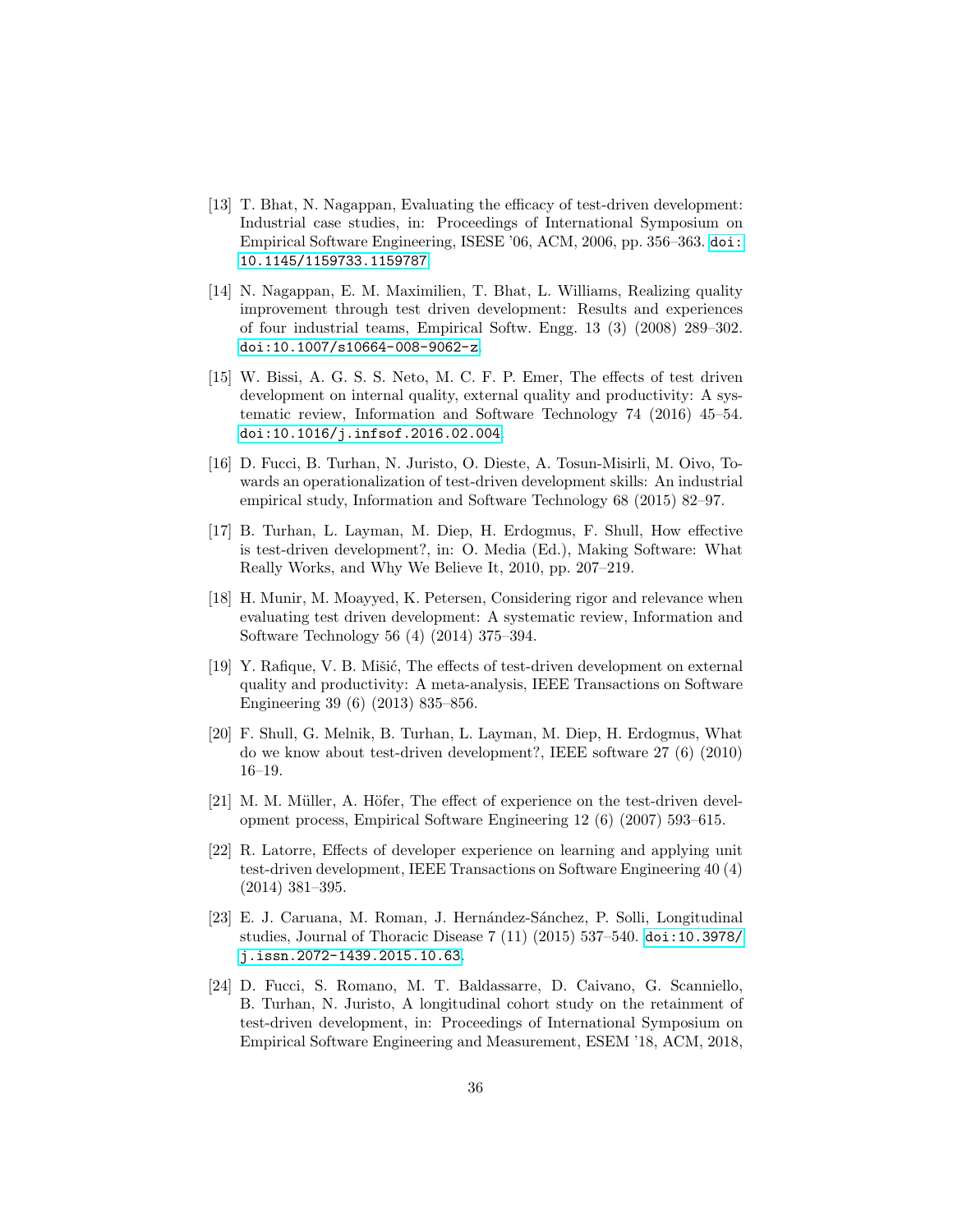[13] T. Bhat, N. Nagappan, Evaluating the efficacy of test-driven development: Industrial case studies, in: Proceedings of International Symposium on Empirical Software Engineering, ISESE '06, ACM, 2006, pp. 356–363. doi:10.1145/1159733.1159787.

[14] N. Nagappan, E. M. Maximilien, T. Bhat, L. Williams, Realizing quality improvement through test driven development: Results and experiences of four industrial teams, Empirical Softw. Engg. 13 (3) (2008) 289–302. doi:10.1007/s10664-008-9062-z.

[15] W. Bissi, A. G. S. S. Neto, M. C. F. P. Emer, The effects of test driven development on internal quality, external quality and productivity: A systematic review, Information and Software Technology 74 (2016) 45–54. doi:10.1016/j.infsof.2016.02.004.

[16] D. Fucci, B. Turhan, N. Juristo, O. Dieste, A. Tosun-Misirli, M. Oivo, Towards an operationalization of test-driven development skills: An industrial empirical study, Information and Software Technology 68 (2015) 82–97.

[17] B. Turhan, L. Layman, M. Diep, H. Erdogmus, F. Shull, How effective is test-driven development?, in: O. Media (Ed.), Making Software: What Really Works, and Why We Believe It, 2010, pp. 207–219.

[18] H. Munir, M. Moayyed, K. Petersen, Considering rigor and relevance when evaluating test driven development: A systematic review, Information and Software Technology 56 (4) (2014) 375–394.

[19] Y. Rafique, V. B. Mišić, The effects of test-driven development on external quality and productivity: A meta-analysis, IEEE Transactions on Software Engineering 39 (6) (2013) 835–856.

[20] F. Shull, G. Melnik, B. Turhan, L. Layman, M. Diep, H. Erdogmus, What do we know about test-driven development?, IEEE software 27 (6) (2010) 16–19.

[21] M. M. Müller, A. Höfer, The effect of experience on the test-driven development process, Empirical Software Engineering 12 (6) (2007) 593–615.

[22] R. Latorre, Effects of developer experience on learning and applying unit test-driven development, IEEE Transactions on Software Engineering 40 (4) (2014) 381–395.

[23] E. J. Caruana, M. Roman, J. Hernández-Sánchez, P. Solli, Longitudinal studies, Journal of Thoracic Disease 7 (11) (2015) 537–540. doi:10.3978/j.issn.2072-1439.2015.10.63.

[24] D. Fucci, S. Romano, M. T. Baldassarre, D. Caivano, G. Scanniello, B. Turhan, N. Juristo, A longitudinal cohort study on the retainment of test-driven development, in: Proceedings of International Symposium on Empirical Software Engineering and Measurement, ESEM '18, ACM, 2018,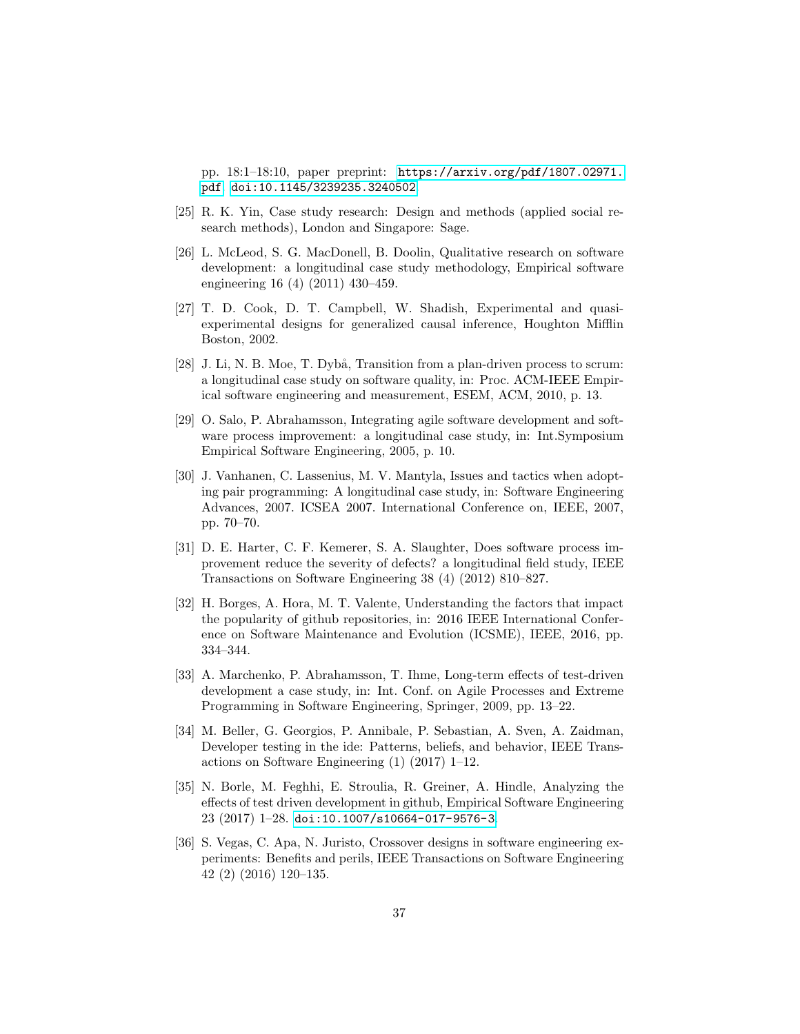pp. 18:1–18:10, paper preprint: https://arxiv.org/pdf/1807.02971.pdf. doi:10.1145/3239235.3240502.

[25] R. K. Yin, Case study research: Design and methods (applied social research methods), London and Singapore: Sage.

[26] L. McLeod, S. G. MacDonell, B. Doolin, Qualitative research on software development: a longitudinal case study methodology, Empirical software engineering 16 (4) (2011) 430–459.

[27] T. D. Cook, D. T. Campbell, W. Shadish, Experimental and quasi-experimental designs for generalized causal inference, Houghton Mifflin Boston, 2002.

[28] J. Li, N. B. Moe, T. Dybå, Transition from a plan-driven process to scrum: a longitudinal case study on software quality, in: Proc. ACM-IEEE Empirical software engineering and measurement, ESEM, ACM, 2010, p. 13.

[29] O. Salo, P. Abrahamsson, Integrating agile software development and software process improvement: a longitudinal case study, in: Int.Symposium Empirical Software Engineering, 2005, p. 10.

[30] J. Vanhanen, C. Lassenius, M. V. Mantyla, Issues and tactics when adopting pair programming: A longitudinal case study, in: Software Engineering Advances, 2007. ICSEA 2007. International Conference on, IEEE, 2007, pp. 70–70.

[31] D. E. Harter, C. F. Kemerer, S. A. Slaughter, Does software process improvement reduce the severity of defects? a longitudinal field study, IEEE Transactions on Software Engineering 38 (4) (2012) 810–827.

[32] H. Borges, A. Hora, M. T. Valente, Understanding the factors that impact the popularity of github repositories, in: 2016 IEEE International Conference on Software Maintenance and Evolution (ICSME), IEEE, 2016, pp. 334–344.

[33] A. Marchenko, P. Abrahamsson, T. Ihme, Long-term effects of test-driven development a case study, in: Int. Conf. on Agile Processes and Extreme Programming in Software Engineering, Springer, 2009, pp. 13–22.

[34] M. Beller, G. Georgios, P. Annibale, P. Sebastian, A. Sven, A. Zaidman, Developer testing in the ide: Patterns, beliefs, and behavior, IEEE Transactions on Software Engineering (1) (2017) 1–12.

[35] N. Borle, M. Feghhi, E. Stroulia, R. Greiner, A. Hindle, Analyzing the effects of test driven development in github, Empirical Software Engineering 23 (2017) 1–28. doi:10.1007/s10664-017-9576-3.

[36] S. Vegas, C. Apa, N. Juristo, Crossover designs in software engineering experiments: Benefits and perils, IEEE Transactions on Software Engineering 42 (2) (2016) 120–135.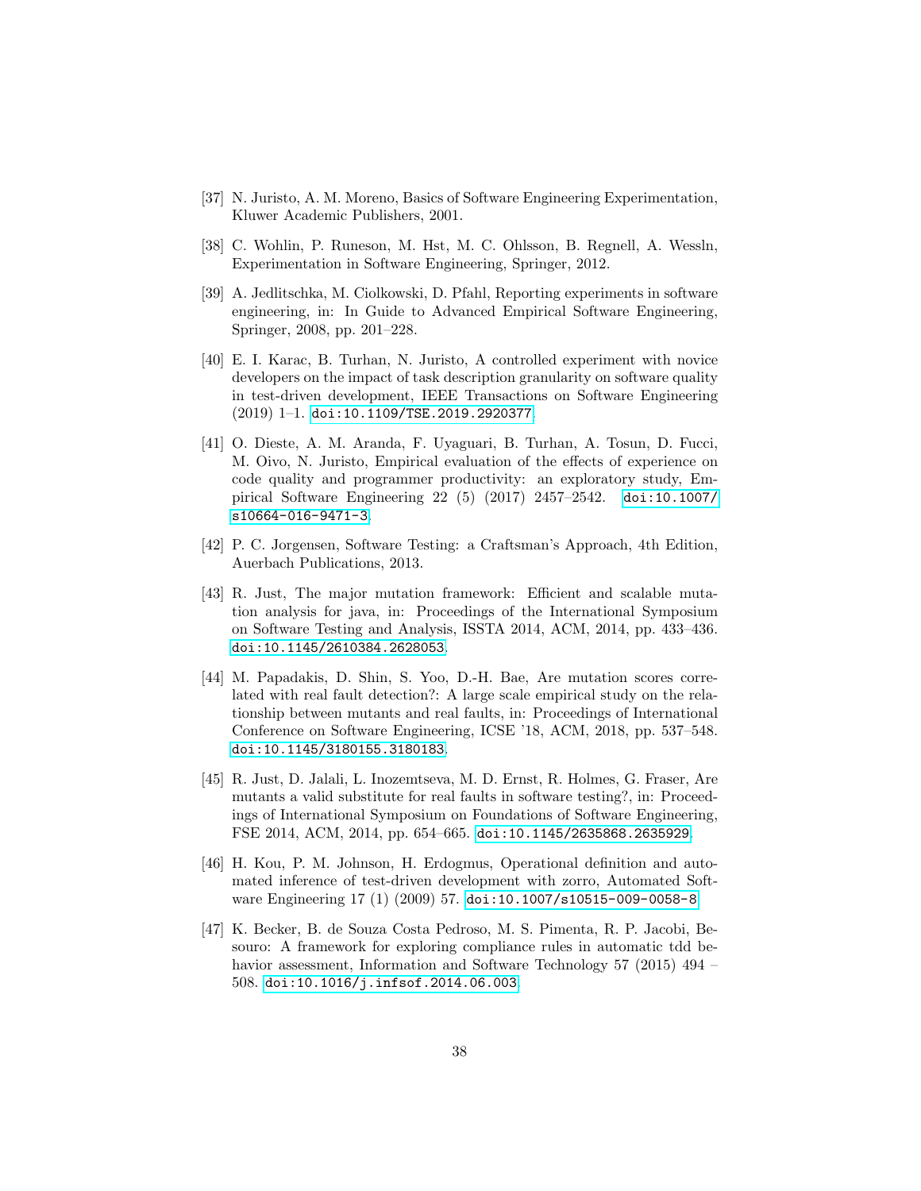[37] N. Juristo, A. M. Moreno, Basics of Software Engineering Experimentation, Kluwer Academic Publishers, 2001.

[38] C. Wohlin, P. Runeson, M. Hst, M. C. Ohlsson, B. Regnell, A. Wessln, Experimentation in Software Engineering, Springer, 2012.

[39] A. Jedlitschka, M. Ciolkowski, D. Pfahl, Reporting experiments in software engineering, in: In Guide to Advanced Empirical Software Engineering, Springer, 2008, pp. 201–228.

[40] E. I. Karac, B. Turhan, N. Juristo, A controlled experiment with novice developers on the impact of task description granularity on software quality in test-driven development, IEEE Transactions on Software Engineering (2019) 1–1. doi:10.1109/TSE.2019.2920377.

[41] O. Dieste, A. M. Aranda, F. Uyaguari, B. Turhan, A. Tosun, D. Fucci, M. Oivo, N. Juristo, Empirical evaluation of the effects of experience on code quality and programmer productivity: an exploratory study, Empirical Software Engineering 22 (5) (2017) 2457–2542. doi:10.1007/s10664-016-9471-3.

[42] P. C. Jorgensen, Software Testing: a Craftsman's Approach, 4th Edition, Auerbach Publications, 2013.

[43] R. Just, The major mutation framework: Efficient and scalable mutation analysis for java, in: Proceedings of the International Symposium on Software Testing and Analysis, ISSTA 2014, ACM, 2014, pp. 433–436. doi:10.1145/2610384.2628053.

[44] M. Papadakis, D. Shin, S. Yoo, D.-H. Bae, Are mutation scores correlated with real fault detection?: A large scale empirical study on the relationship between mutants and real faults, in: Proceedings of International Conference on Software Engineering, ICSE '18, ACM, 2018, pp. 537–548. doi:10.1145/3180155.3180183.

[45] R. Just, D. Jalali, L. Inozemtseva, M. D. Ernst, R. Holmes, G. Fraser, Are mutants a valid substitute for real faults in software testing?, in: Proceedings of International Symposium on Foundations of Software Engineering, FSE 2014, ACM, 2014, pp. 654–665. doi:10.1145/2635868.2635929.

[46] H. Kou, P. M. Johnson, H. Erdogmus, Operational definition and automated inference of test-driven development with zorro, Automated Software Engineering 17 (1) (2009) 57. doi:10.1007/s10515-009-0058-8.

[47] K. Becker, B. de Souza Costa Pedroso, M. S. Pimenta, R. P. Jacobi, Besouro: A framework for exploring compliance rules in automatic tdd behavior assessment, Information and Software Technology 57 (2015) 494 – 508. doi:10.1016/j.infsof.2014.06.003.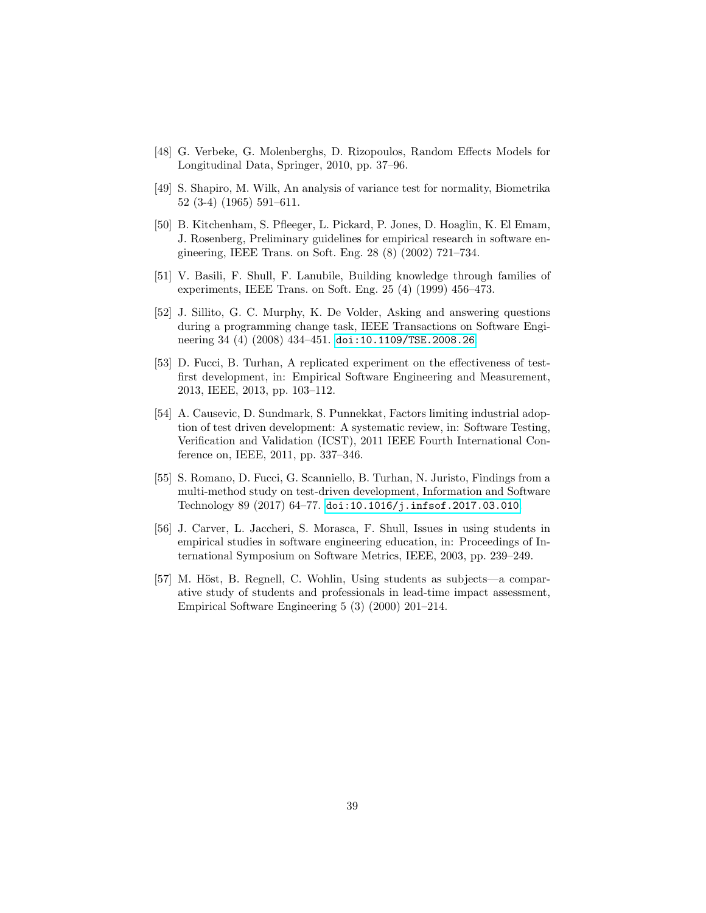[48] G. Verbeke, G. Molenberghs, D. Rizopoulos, Random Effects Models for Longitudinal Data, Springer, 2010, pp. 37–96.

[49] S. Shapiro, M. Wilk, An analysis of variance test for normality, Biometrika 52 (3-4) (1965) 591–611.

[50] B. Kitchenham, S. Pfleeger, L. Pickard, P. Jones, D. Hoaglin, K. El Emam, J. Rosenberg, Preliminary guidelines for empirical research in software engineering, IEEE Trans. on Soft. Eng. 28 (8) (2002) 721–734.

[51] V. Basili, F. Shull, F. Lanubile, Building knowledge through families of experiments, IEEE Trans. on Soft. Eng. 25 (4) (1999) 456–473.

[52] J. Sillito, G. C. Murphy, K. De Volder, Asking and answering questions during a programming change task, IEEE Transactions on Software Engineering 34 (4) (2008) 434–451. doi:10.1109/TSE.2008.26.

[53] D. Fucci, B. Turhan, A replicated experiment on the effectiveness of test-first development, in: Empirical Software Engineering and Measurement, 2013, IEEE, 2013, pp. 103–112.

[54] A. Causevic, D. Sundmark, S. Punnekkat, Factors limiting industrial adoption of test driven development: A systematic review, in: Software Testing, Verification and Validation (ICST), 2011 IEEE Fourth International Conference on, IEEE, 2011, pp. 337–346.

[55] S. Romano, D. Fucci, G. Scanniello, B. Turhan, N. Juristo, Findings from a multi-method study on test-driven development, Information and Software Technology 89 (2017) 64–77. doi:10.1016/j.infsof.2017.03.010.

[56] J. Carver, L. Jaccheri, S. Morasca, F. Shull, Issues in using students in empirical studies in software engineering education, in: Proceedings of International Symposium on Software Metrics, IEEE, 2003, pp. 239–249.

[57] M. Höst, B. Regnell, C. Wohlin, Using students as subjects—a comparative study of students and professionals in lead-time impact assessment, Empirical Software Engineering 5 (3) (2000) 201–214.